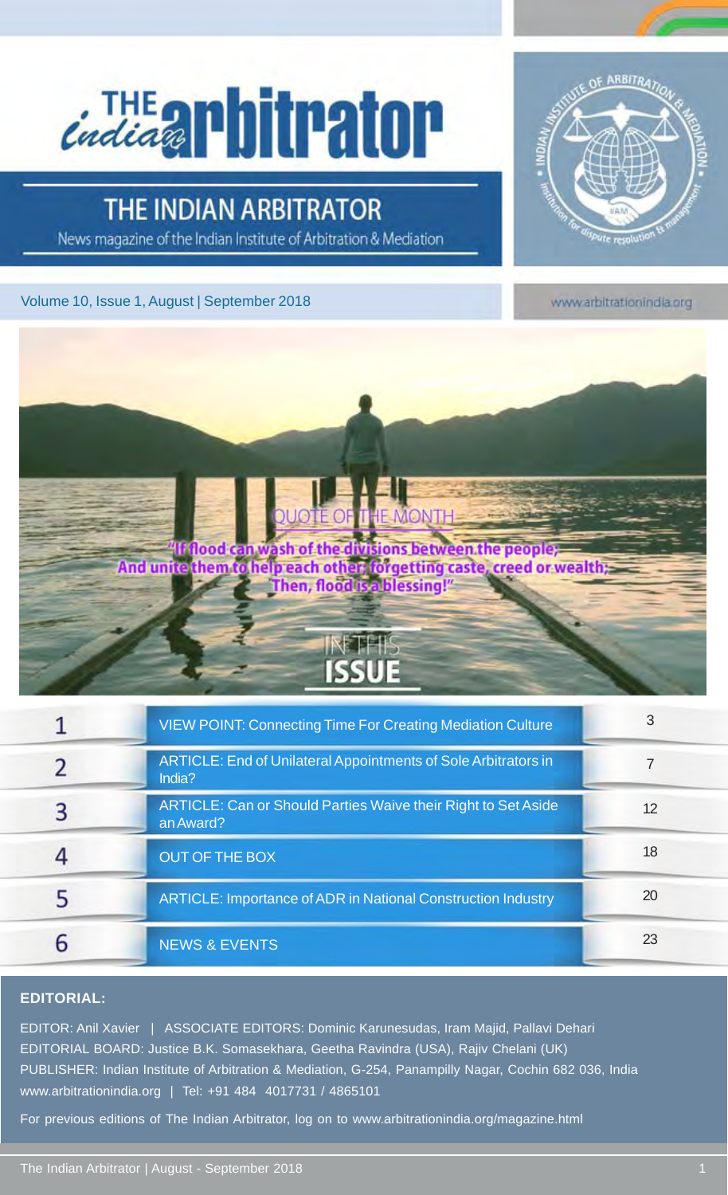# THE indian arbitrator

## THE INDIAN ARBITRATOR

News magazine of the Indian Institute of Arbitration & Mediation

Volume 10, Issue 1, August | September 2018

www.arbitrationindia.org

### QUOTE OF THE MONTH

"If flood can wash of the divisions between the people;
And unite them to help each other, forgetting caste, creed or wealth;
Then, flood is a blessing!"

### IN THIS ISSUE

| # | Content | Page |
|---|---|---|
| 1 | VIEW POINT: Connecting Time For Creating Mediation Culture | 3 |
| 2 | ARTICLE: End of Unilateral Appointments of Sole Arbitrators in India? | 7 |
| 3 | ARTICLE: Can or Should Parties Waive their Right to Set Aside an Award? | 12 |
| 4 | OUT OF THE BOX | 18 |
| 5 | ARTICLE: Importance of ADR in National Construction Industry | 20 |
| 6 | NEWS & EVENTS | 23 |

**EDITORIAL:**

EDITOR: Anil Xavier | ASSOCIATE EDITORS: Dominic Karunesudas, Iram Majid, Pallavi Dehari

EDITORIAL BOARD: Justice B.K. Somasekhara, Geetha Ravindra (USA), Rajiv Chelani (UK)

PUBLISHER: Indian Institute of Arbitration & Mediation, G-254, Panampilly Nagar, Cochin 682 036, India

www.arbitrationindia.org | Tel: +91 484 4017731 / 4865101

For previous editions of The Indian Arbitrator, log on to www.arbitrationindia.org/magazine.html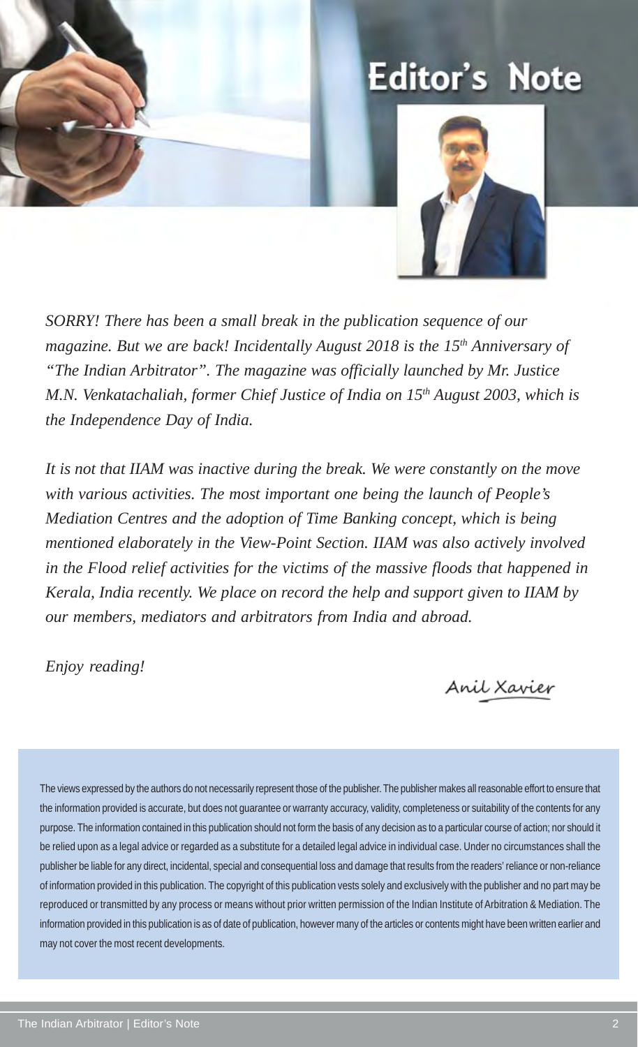# Editor's Note

*SORRY! There has been a small break in the publication sequence of our magazine. But we are back! Incidentally August 2018 is the 15th Anniversary of "The Indian Arbitrator". The magazine was officially launched by Mr. Justice M.N. Venkatachaliah, former Chief Justice of India on 15th August 2003, which is the Independence Day of India.*

*It is not that IIAM was inactive during the break. We were constantly on the move with various activities. The most important one being the launch of People's Mediation Centres and the adoption of Time Banking concept, which is being mentioned elaborately in the View-Point Section. IIAM was also actively involved in the Flood relief activities for the victims of the massive floods that happened in Kerala, India recently. We place on record the help and support given to IIAM by our members, mediators and arbitrators from India and abroad.*

*Enjoy reading!*

Anil Xavier

The views expressed by the authors do not necessarily represent those of the publisher. The publisher makes all reasonable effort to ensure that the information provided is accurate, but does not guarantee or warranty accuracy, validity, completeness or suitability of the contents for any purpose. The information contained in this publication should not form the basis of any decision as to a particular course of action; nor should it be relied upon as a legal advice or regarded as a substitute for a detailed legal advice in individual case. Under no circumstances shall the publisher be liable for any direct, incidental, special and consequential loss and damage that results from the readers' reliance or non-reliance of information provided in this publication. The copyright of this publication vests solely and exclusively with the publisher and no part may be reproduced or transmitted by any process or means without prior written permission of the Indian Institute of Arbitration & Mediation. The information provided in this publication is as of date of publication, however many of the articles or contents might have been written earlier and may not cover the most recent developments.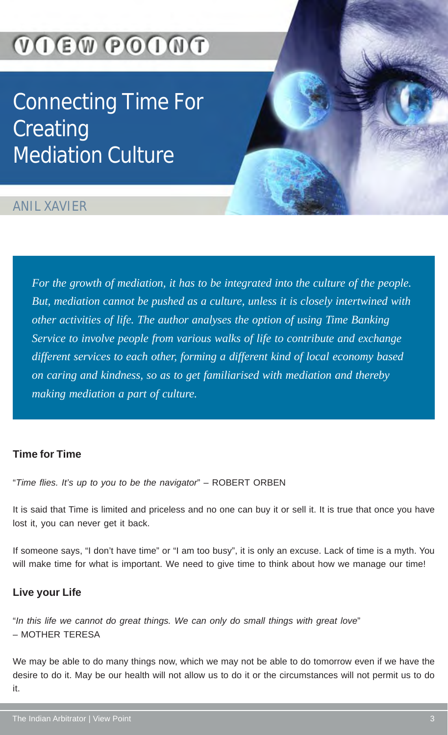VIEW POINT

# Connecting Time For Creating Mediation Culture

ANIL XAVIER

*For the growth of mediation, it has to be integrated into the culture of the people. But, mediation cannot be pushed as a culture, unless it is closely intertwined with other activities of life. The author analyses the option of using Time Banking Service to involve people from various walks of life to contribute and exchange different services to each other, forming a different kind of local economy based on caring and kindness, so as to get familiarised with mediation and thereby making mediation a part of culture.*

## Time for Time

"*Time flies. It's up to you to be the navigator*" – ROBERT ORBEN

It is said that Time is limited and priceless and no one can buy it or sell it. It is true that once you have lost it, you can never get it back.

If someone says, "I don't have time" or "I am too busy", it is only an excuse. Lack of time is a myth. You will make time for what is important. We need to give time to think about how we manage our time!

## Live your Life

"*In this life we cannot do great things. We can only do small things with great love*"
– MOTHER TERESA

We may be able to do many things now, which we may not be able to do tomorrow even if we have the desire to do it. May be our health will not allow us to do it or the circumstances will not permit us to do it.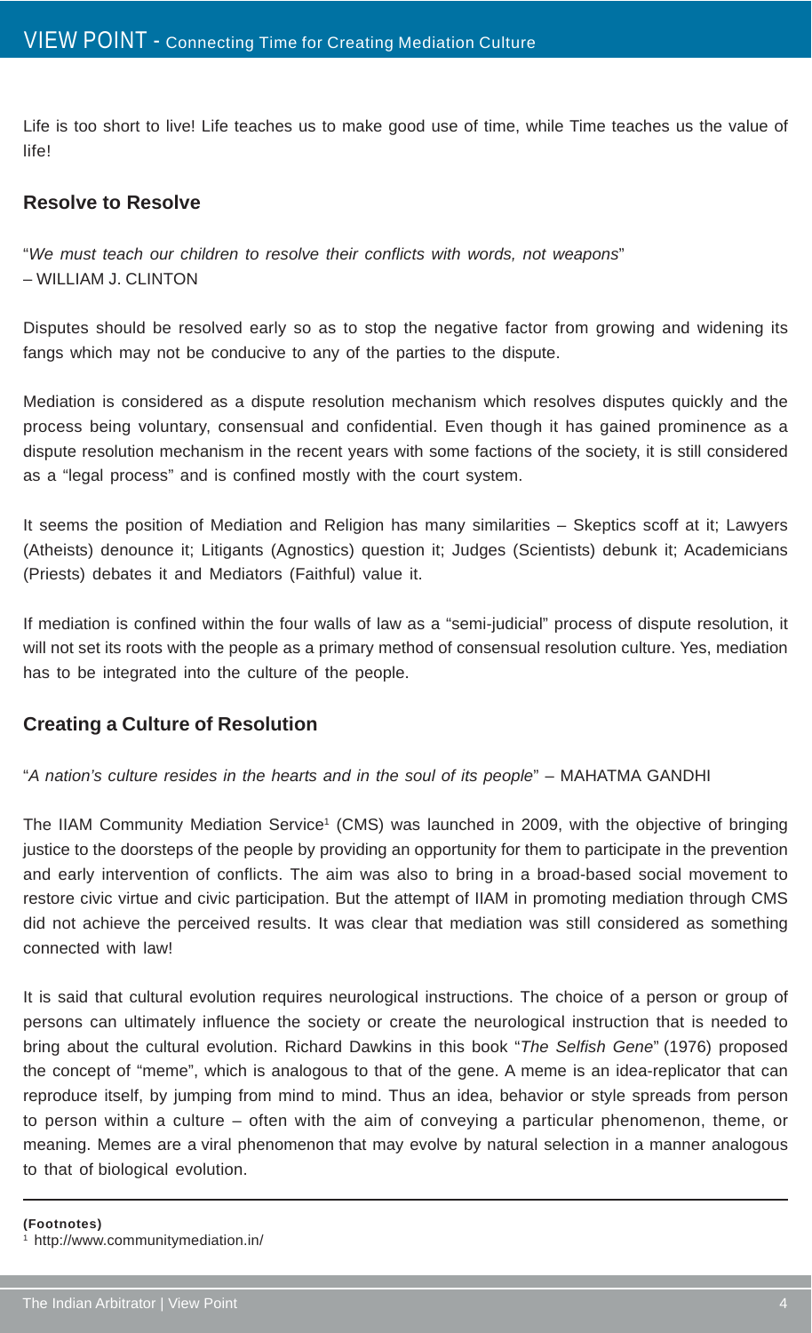# VIEW POINT - Connecting Time for Creating Mediation Culture

Life is too short to live! Life teaches us to make good use of time, while Time teaches us the value of life!

## Resolve to Resolve

"*We must teach our children to resolve their conflicts with words, not weapons*"
– WILLIAM J. CLINTON

Disputes should be resolved early so as to stop the negative factor from growing and widening its fangs which may not be conducive to any of the parties to the dispute.

Mediation is considered as a dispute resolution mechanism which resolves disputes quickly and the process being voluntary, consensual and confidential. Even though it has gained prominence as a dispute resolution mechanism in the recent years with some factions of the society, it is still considered as a "legal process" and is confined mostly with the court system.

It seems the position of Mediation and Religion has many similarities – Skeptics scoff at it; Lawyers (Atheists) denounce it; Litigants (Agnostics) question it; Judges (Scientists) debunk it; Academicians (Priests) debates it and Mediators (Faithful) value it.

If mediation is confined within the four walls of law as a "semi-judicial" process of dispute resolution, it will not set its roots with the people as a primary method of consensual resolution culture. Yes, mediation has to be integrated into the culture of the people.

## Creating a Culture of Resolution

"*A nation's culture resides in the hearts and in the soul of its people*" – MAHATMA GANDHI

The IIAM Community Mediation Service[1] (CMS) was launched in 2009, with the objective of bringing justice to the doorsteps of the people by providing an opportunity for them to participate in the prevention and early intervention of conflicts. The aim was also to bring in a broad-based social movement to restore civic virtue and civic participation. But the attempt of IIAM in promoting mediation through CMS did not achieve the perceived results. It was clear that mediation was still considered as something connected with law!

It is said that cultural evolution requires neurological instructions. The choice of a person or group of persons can ultimately influence the society or create the neurological instruction that is needed to bring about the cultural evolution. Richard Dawkins in this book "*The Selfish Gene*" (1976) proposed the concept of "meme", which is analogous to that of the gene. A meme is an idea-replicator that can reproduce itself, by jumping from mind to mind. Thus an idea, behavior or style spreads from person to person within a culture – often with the aim of conveying a particular phenomenon, theme, or meaning. Memes are a viral phenomenon that may evolve by natural selection in a manner analogous to that of biological evolution.

---

**(Footnotes)**

[1] http://www.communitymediation.in/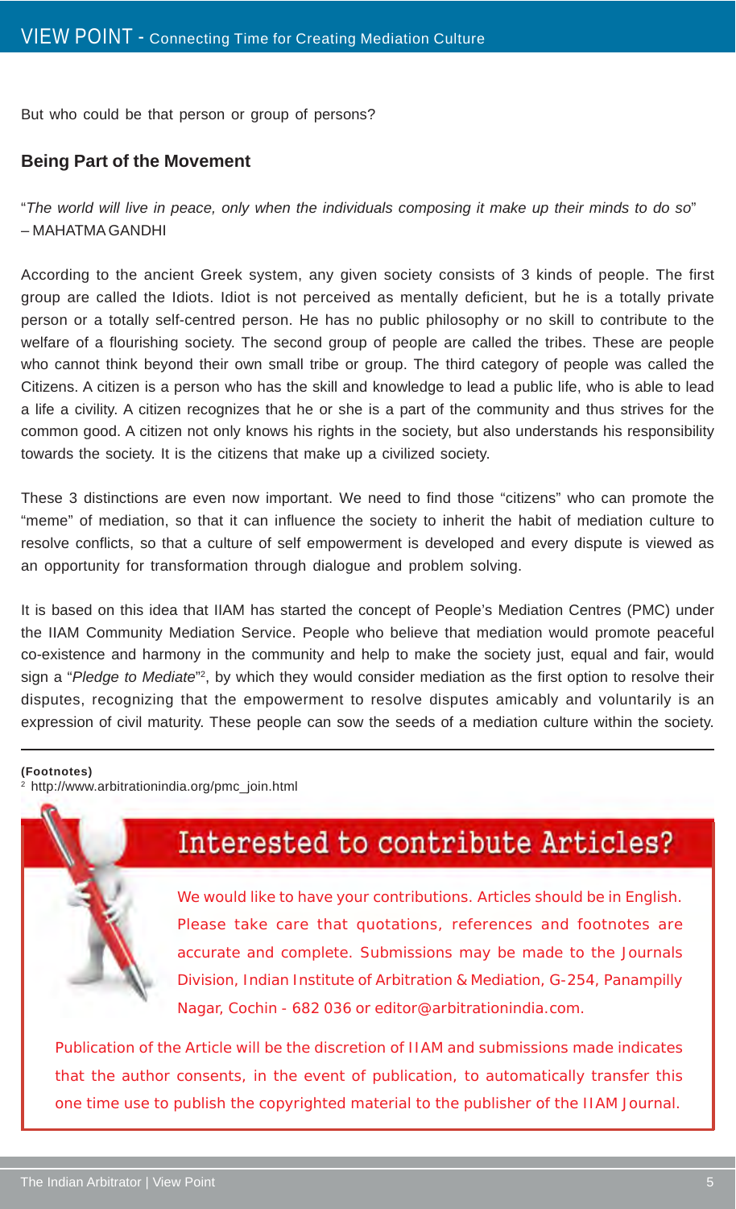But who could be that person or group of persons?

## Being Part of the Movement

"*The world will live in peace, only when the individuals composing it make up their minds to do so*" – MAHATMA GANDHI

According to the ancient Greek system, any given society consists of 3 kinds of people. The first group are called the Idiots. Idiot is not perceived as mentally deficient, but he is a totally private person or a totally self-centred person. He has no public philosophy or no skill to contribute to the welfare of a flourishing society. The second group of people are called the tribes. These are people who cannot think beyond their own small tribe or group. The third category of people was called the Citizens. A citizen is a person who has the skill and knowledge to lead a public life, who is able to lead a life a civility. A citizen recognizes that he or she is a part of the community and thus strives for the common good. A citizen not only knows his rights in the society, but also understands his responsibility towards the society. It is the citizens that make up a civilized society.

These 3 distinctions are even now important. We need to find those "citizens" who can promote the "meme" of mediation, so that it can influence the society to inherit the habit of mediation culture to resolve conflicts, so that a culture of self empowerment is developed and every dispute is viewed as an opportunity for transformation through dialogue and problem solving.

It is based on this idea that IIAM has started the concept of People's Mediation Centres (PMC) under the IIAM Community Mediation Service. People who believe that mediation would promote peaceful co-existence and harmony in the community and help to make the society just, equal and fair, would sign a "*Pledge to Mediate*"[2], by which they would consider mediation as the first option to resolve their disputes, recognizing that the empowerment to resolve disputes amicably and voluntarily is an expression of civil maturity. These people can sow the seeds of a mediation culture within the society.

**(Footnotes)**

[2] http://www.arbitrationindia.org/pmc_join.html

## Interested to contribute Articles?

We would like to have your contributions. Articles should be in English. Please take care that quotations, references and footnotes are accurate and complete. Submissions may be made to the Journals Division, Indian Institute of Arbitration & Mediation, G-254, Panampilly Nagar, Cochin - 682 036 or editor@arbitrationindia.com.

Publication of the Article will be the discretion of IIAM and submissions made indicates that the author consents, in the event of publication, to automatically transfer this one time use to publish the copyrighted material to the publisher of the IIAM Journal.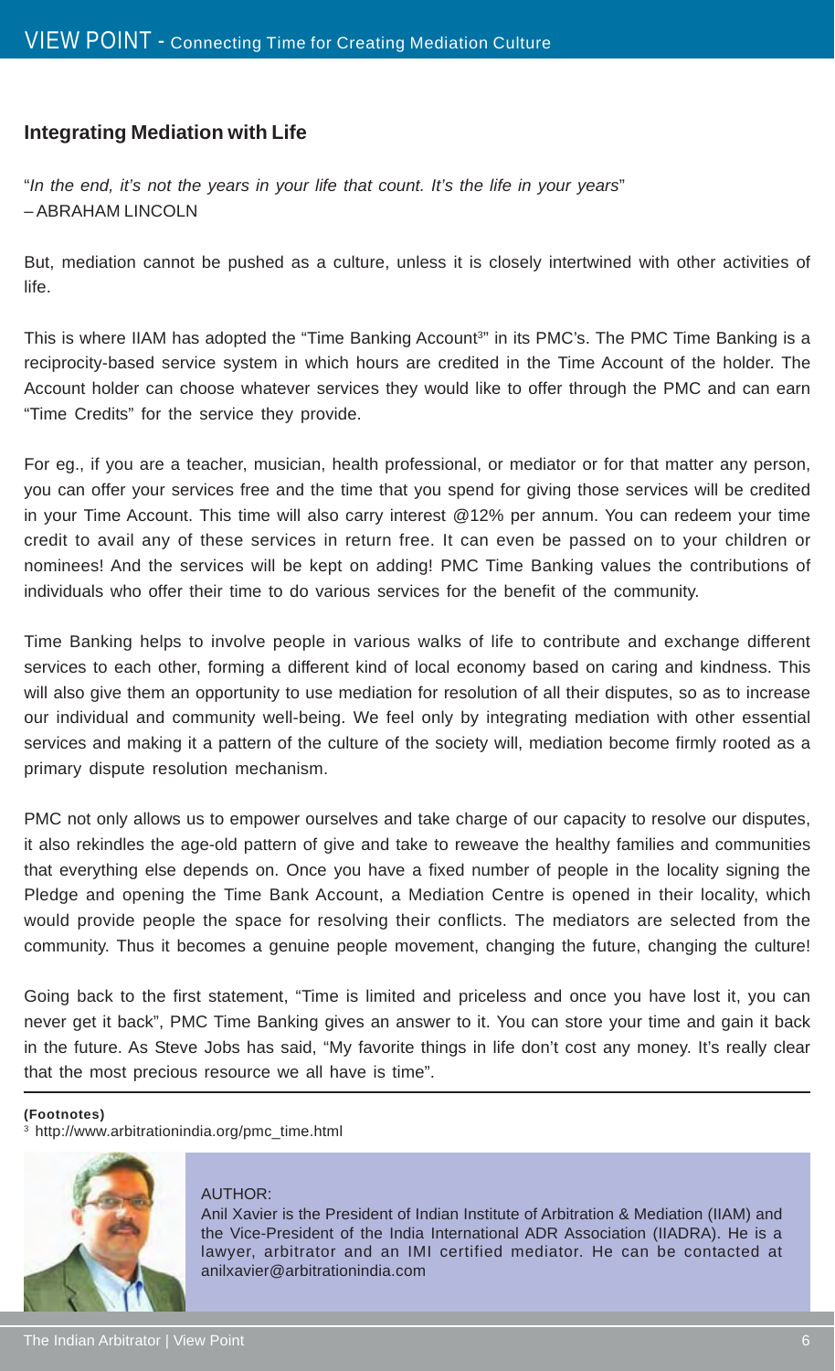## Integrating Mediation with Life

"*In the end, it's not the years in your life that count. It's the life in your years*"
– ABRAHAM LINCOLN

But, mediation cannot be pushed as a culture, unless it is closely intertwined with other activities of life.

This is where IIAM has adopted the "Time Banking Account[3]" in its PMC's. The PMC Time Banking is a reciprocity-based service system in which hours are credited in the Time Account of the holder. The Account holder can choose whatever services they would like to offer through the PMC and can earn "Time Credits" for the service they provide.

For eg., if you are a teacher, musician, health professional, or mediator or for that matter any person, you can offer your services free and the time that you spend for giving those services will be credited in your Time Account. This time will also carry interest @12% per annum. You can redeem your time credit to avail any of these services in return free. It can even be passed on to your children or nominees! And the services will be kept on adding! PMC Time Banking values the contributions of individuals who offer their time to do various services for the benefit of the community.

Time Banking helps to involve people in various walks of life to contribute and exchange different services to each other, forming a different kind of local economy based on caring and kindness. This will also give them an opportunity to use mediation for resolution of all their disputes, so as to increase our individual and community well-being. We feel only by integrating mediation with other essential services and making it a pattern of the culture of the society will, mediation become firmly rooted as a primary dispute resolution mechanism.

PMC not only allows us to empower ourselves and take charge of our capacity to resolve our disputes, it also rekindles the age-old pattern of give and take to reweave the healthy families and communities that everything else depends on. Once you have a fixed number of people in the locality signing the Pledge and opening the Time Bank Account, a Mediation Centre is opened in their locality, which would provide people the space for resolving their conflicts. The mediators are selected from the community. Thus it becomes a genuine people movement, changing the future, changing the culture!

Going back to the first statement, "Time is limited and priceless and once you have lost it, you can never get it back", PMC Time Banking gives an answer to it. You can store your time and gain it back in the future. As Steve Jobs has said, "My favorite things in life don't cost any money. It's really clear that the most precious resource we all have is time".

---

**(Footnotes)**

[3] http://www.arbitrationindia.org/pmc_time.html

AUTHOR:

Anil Xavier is the President of Indian Institute of Arbitration & Mediation (IIAM) and the Vice-President of the India International ADR Association (IIADRA). He is a lawyer, arbitrator and an IMI certified mediator. He can be contacted at anilxavier@arbitrationindia.com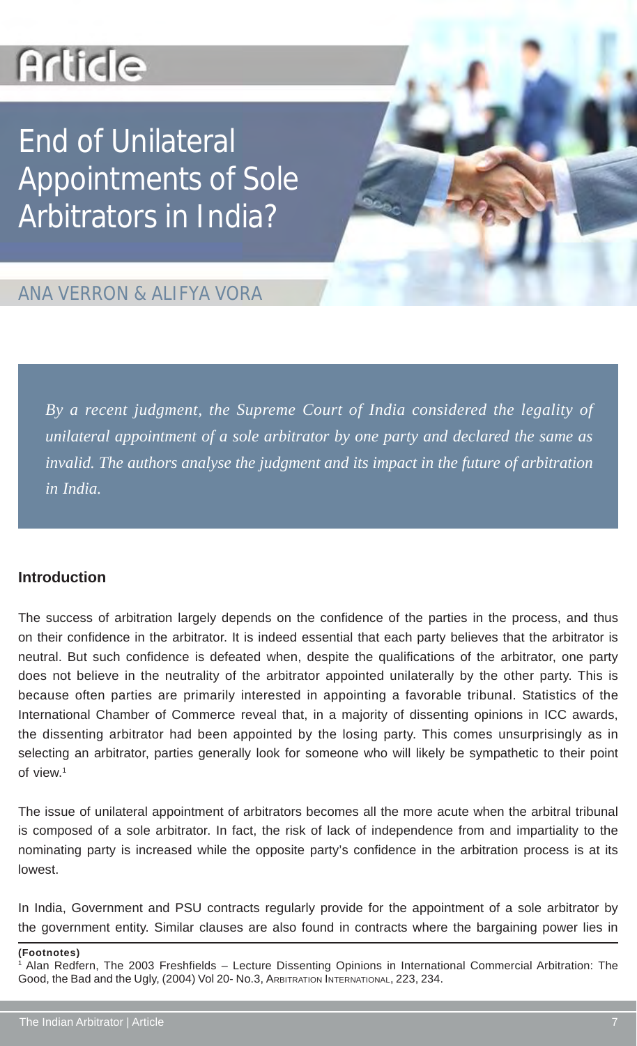# Article

# End of Unilateral Appointments of Sole Arbitrators in India?

ANA VERRON & ALIFYA VORA

*By a recent judgment, the Supreme Court of India considered the legality of unilateral appointment of a sole arbitrator by one party and declared the same as invalid. The authors analyse the judgment and its impact in the future of arbitration in India.*

## Introduction

The success of arbitration largely depends on the confidence of the parties in the process, and thus on their confidence in the arbitrator. It is indeed essential that each party believes that the arbitrator is neutral. But such confidence is defeated when, despite the qualifications of the arbitrator, one party does not believe in the neutrality of the arbitrator appointed unilaterally by the other party. This is because often parties are primarily interested in appointing a favorable tribunal. Statistics of the International Chamber of Commerce reveal that, in a majority of dissenting opinions in ICC awards, the dissenting arbitrator had been appointed by the losing party. This comes unsurprisingly as in selecting an arbitrator, parties generally look for someone who will likely be sympathetic to their point of view.[1]

The issue of unilateral appointment of arbitrators becomes all the more acute when the arbitral tribunal is composed of a sole arbitrator. In fact, the risk of lack of independence from and impartiality to the nominating party is increased while the opposite party's confidence in the arbitration process is at its lowest.

In India, Government and PSU contracts regularly provide for the appointment of a sole arbitrator by the government entity. Similar clauses are also found in contracts where the bargaining power lies in

**(Footnotes)**

[1] Alan Redfern, The 2003 Freshfields – Lecture Dissenting Opinions in International Commercial Arbitration: The Good, the Bad and the Ugly, (2004) Vol 20- No.3, ARBITRATION INTERNATIONAL, 223, 234.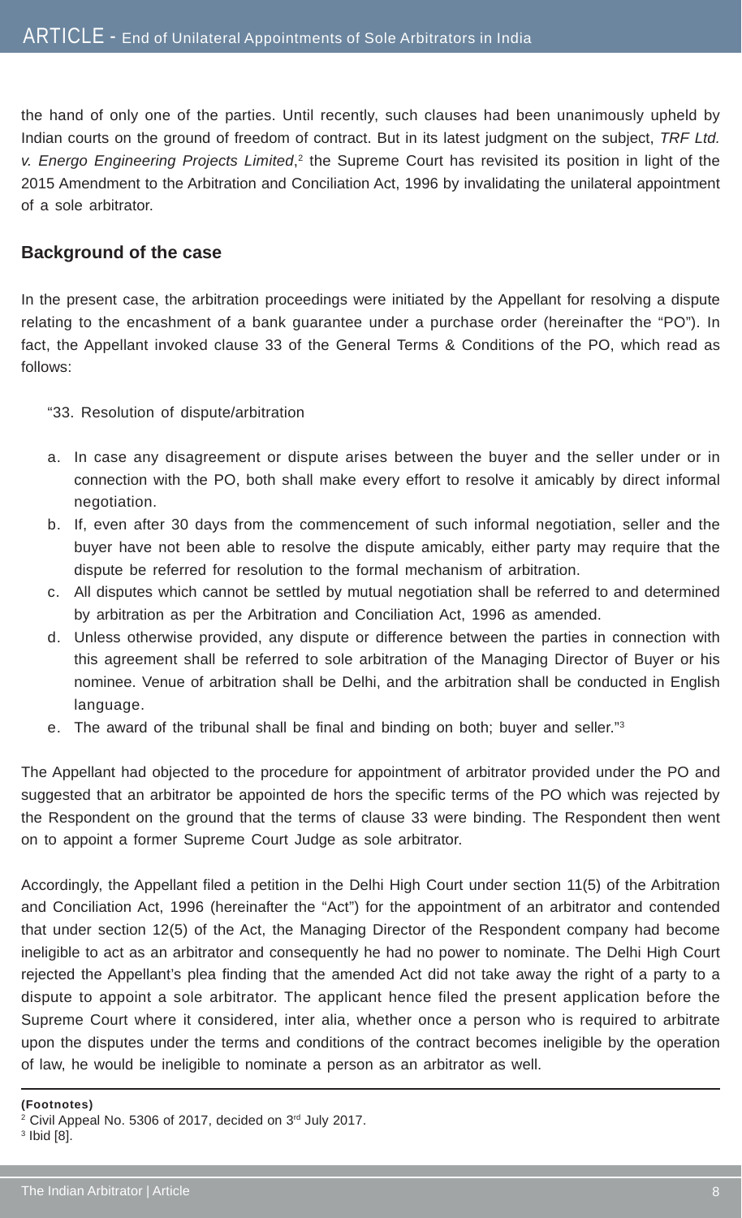the hand of only one of the parties. Until recently, such clauses had been unanimously upheld by Indian courts on the ground of freedom of contract. But in its latest judgment on the subject, *TRF Ltd. v. Energo Engineering Projects Limited*,[2] the Supreme Court has revisited its position in light of the 2015 Amendment to the Arbitration and Conciliation Act, 1996 by invalidating the unilateral appointment of a sole arbitrator.

## Background of the case

In the present case, the arbitration proceedings were initiated by the Appellant for resolving a dispute relating to the encashment of a bank guarantee under a purchase order (hereinafter the "PO"). In fact, the Appellant invoked clause 33 of the General Terms & Conditions of the PO, which read as follows:

"33. Resolution of dispute/arbitration

a. In case any disagreement or dispute arises between the buyer and the seller under or in connection with the PO, both shall make every effort to resolve it amicably by direct informal negotiation.
b. If, even after 30 days from the commencement of such informal negotiation, seller and the buyer have not been able to resolve the dispute amicably, either party may require that the dispute be referred for resolution to the formal mechanism of arbitration.
c. All disputes which cannot be settled by mutual negotiation shall be referred to and determined by arbitration as per the Arbitration and Conciliation Act, 1996 as amended.
d. Unless otherwise provided, any dispute or difference between the parties in connection with this agreement shall be referred to sole arbitration of the Managing Director of Buyer or his nominee. Venue of arbitration shall be Delhi, and the arbitration shall be conducted in English language.
e. The award of the tribunal shall be final and binding on both; buyer and seller."[3]

The Appellant had objected to the procedure for appointment of arbitrator provided under the PO and suggested that an arbitrator be appointed de hors the specific terms of the PO which was rejected by the Respondent on the ground that the terms of clause 33 were binding. The Respondent then went on to appoint a former Supreme Court Judge as sole arbitrator.

Accordingly, the Appellant filed a petition in the Delhi High Court under section 11(5) of the Arbitration and Conciliation Act, 1996 (hereinafter the "Act") for the appointment of an arbitrator and contended that under section 12(5) of the Act, the Managing Director of the Respondent company had become ineligible to act as an arbitrator and consequently he had no power to nominate. The Delhi High Court rejected the Appellant's plea finding that the amended Act did not take away the right of a party to a dispute to appoint a sole arbitrator. The applicant hence filed the present application before the Supreme Court where it considered, inter alia, whether once a person who is required to arbitrate upon the disputes under the terms and conditions of the contract becomes ineligible by the operation of law, he would be ineligible to nominate a person as an arbitrator as well.

---

**(Footnotes)**

[2] Civil Appeal No. 5306 of 2017, decided on 3rd July 2017.

[3] Ibid [8].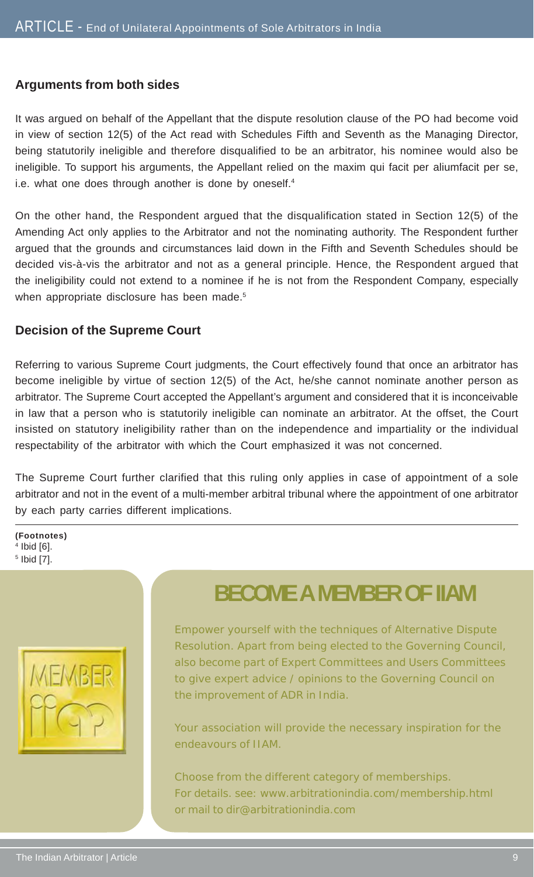## Arguments from both sides

It was argued on behalf of the Appellant that the dispute resolution clause of the PO had become void in view of section 12(5) of the Act read with Schedules Fifth and Seventh as the Managing Director, being statutorily ineligible and therefore disqualified to be an arbitrator, his nominee would also be ineligible. To support his arguments, the Appellant relied on the maxim qui facit per aliumfacit per se, i.e. what one does through another is done by oneself.[4]

On the other hand, the Respondent argued that the disqualification stated in Section 12(5) of the Amending Act only applies to the Arbitrator and not the nominating authority. The Respondent further argued that the grounds and circumstances laid down in the Fifth and Seventh Schedules should be decided vis-à-vis the arbitrator and not as a general principle. Hence, the Respondent argued that the ineligibility could not extend to a nominee if he is not from the Respondent Company, especially when appropriate disclosure has been made.[5]

## Decision of the Supreme Court

Referring to various Supreme Court judgments, the Court effectively found that once an arbitrator has become ineligible by virtue of section 12(5) of the Act, he/she cannot nominate another person as arbitrator. The Supreme Court accepted the Appellant's argument and considered that it is inconceivable in law that a person who is statutorily ineligible can nominate an arbitrator. At the offset, the Court insisted on statutory ineligibility rather than on the independence and impartiality or the individual respectability of the arbitrator with which the Court emphasized it was not concerned.

The Supreme Court further clarified that this ruling only applies in case of appointment of a sole arbitrator and not in the event of a multi-member arbitral tribunal where the appointment of one arbitrator by each party carries different implications.

**(Footnotes)**

[4] Ibid [6].

[5] Ibid [7].

## BECOME A MEMBER OF IIAM

Empower yourself with the techniques of Alternative Dispute Resolution. Apart from being elected to the Governing Council, also become part of Expert Committees and Users Committees to give expert advice / opinions to the Governing Council on the improvement of ADR in India.

Your association will provide the necessary inspiration for the endeavours of IIAM.

Choose from the different category of memberships.
For details. see: www.arbitrationindia.com/membership.html
or mail to dir@arbitrationindia.com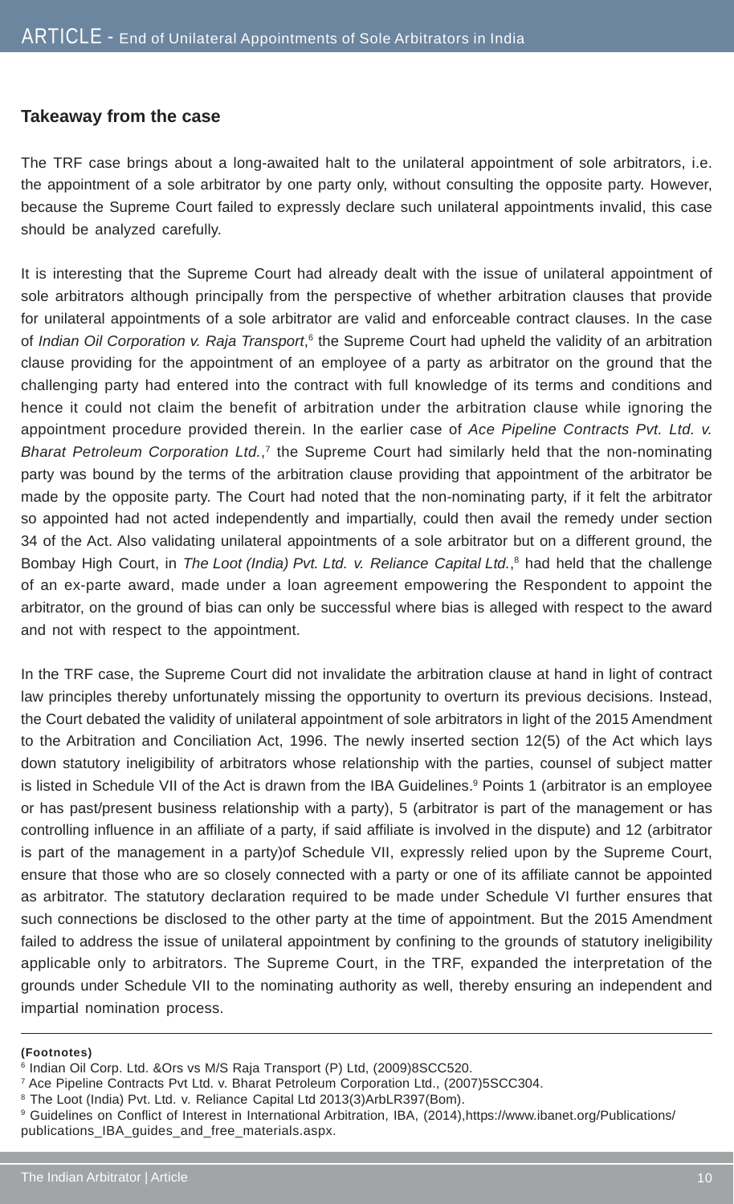## Takeaway from the case

The TRF case brings about a long-awaited halt to the unilateral appointment of sole arbitrators, i.e. the appointment of a sole arbitrator by one party only, without consulting the opposite party. However, because the Supreme Court failed to expressly declare such unilateral appointments invalid, this case should be analyzed carefully.

It is interesting that the Supreme Court had already dealt with the issue of unilateral appointment of sole arbitrators although principally from the perspective of whether arbitration clauses that provide for unilateral appointments of a sole arbitrator are valid and enforceable contract clauses. In the case of *Indian Oil Corporation v. Raja Transport*,[6] the Supreme Court had upheld the validity of an arbitration clause providing for the appointment of an employee of a party as arbitrator on the ground that the challenging party had entered into the contract with full knowledge of its terms and conditions and hence it could not claim the benefit of arbitration under the arbitration clause while ignoring the appointment procedure provided therein. In the earlier case of *Ace Pipeline Contracts Pvt. Ltd. v. Bharat Petroleum Corporation Ltd.*,[7] the Supreme Court had similarly held that the non-nominating party was bound by the terms of the arbitration clause providing that appointment of the arbitrator be made by the opposite party. The Court had noted that the non-nominating party, if it felt the arbitrator so appointed had not acted independently and impartially, could then avail the remedy under section 34 of the Act. Also validating unilateral appointments of a sole arbitrator but on a different ground, the Bombay High Court, in *The Loot (India) Pvt. Ltd. v. Reliance Capital Ltd.*,[8] had held that the challenge of an ex-parte award, made under a loan agreement empowering the Respondent to appoint the arbitrator, on the ground of bias can only be successful where bias is alleged with respect to the award and not with respect to the appointment.

In the TRF case, the Supreme Court did not invalidate the arbitration clause at hand in light of contract law principles thereby unfortunately missing the opportunity to overturn its previous decisions. Instead, the Court debated the validity of unilateral appointment of sole arbitrators in light of the 2015 Amendment to the Arbitration and Conciliation Act, 1996. The newly inserted section 12(5) of the Act which lays down statutory ineligibility of arbitrators whose relationship with the parties, counsel of subject matter is listed in Schedule VII of the Act is drawn from the IBA Guidelines.[9] Points 1 (arbitrator is an employee or has past/present business relationship with a party), 5 (arbitrator is part of the management or has controlling influence in an affiliate of a party, if said affiliate is involved in the dispute) and 12 (arbitrator is part of the management in a party)of Schedule VII, expressly relied upon by the Supreme Court, ensure that those who are so closely connected with a party or one of its affiliate cannot be appointed as arbitrator. The statutory declaration required to be made under Schedule VI further ensures that such connections be disclosed to the other party at the time of appointment. But the 2015 Amendment failed to address the issue of unilateral appointment by confining to the grounds of statutory ineligibility applicable only to arbitrators. The Supreme Court, in the TRF, expanded the interpretation of the grounds under Schedule VII to the nominating authority as well, thereby ensuring an independent and impartial nomination process.

---

**(Footnotes)**

[6] Indian Oil Corp. Ltd. &Ors vs M/S Raja Transport (P) Ltd, (2009)8SCC520.

[7] Ace Pipeline Contracts Pvt Ltd. v. Bharat Petroleum Corporation Ltd., (2007)5SCC304.

[8] The Loot (India) Pvt. Ltd. v. Reliance Capital Ltd 2013(3)ArbLR397(Bom).

[9] Guidelines on Conflict of Interest in International Arbitration, IBA, (2014),https://www.ibanet.org/Publications/publications_IBA_guides_and_free_materials.aspx.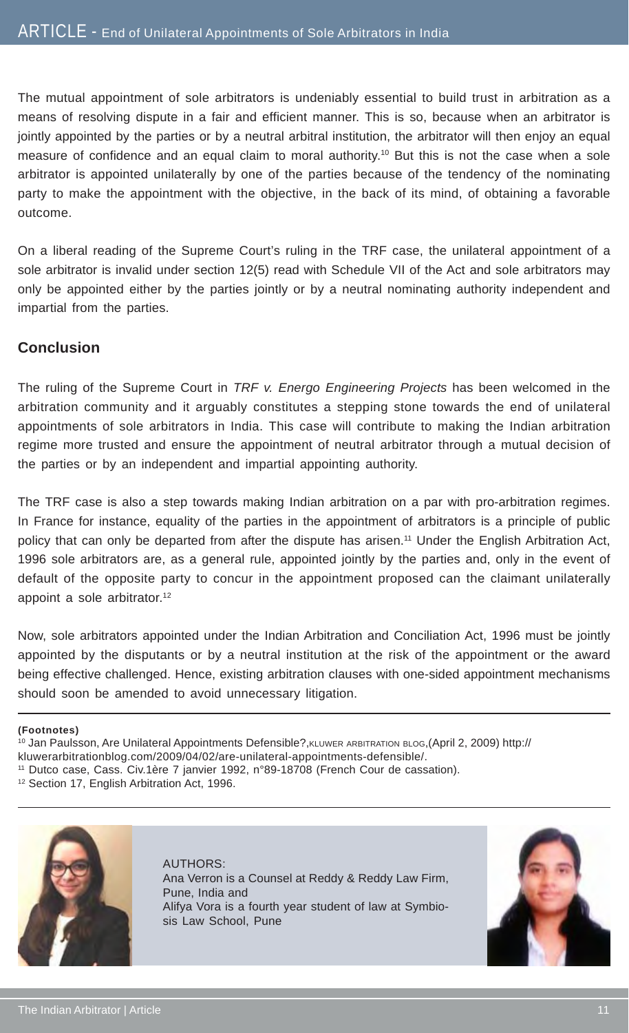The mutual appointment of sole arbitrators is undeniably essential to build trust in arbitration as a means of resolving dispute in a fair and efficient manner. This is so, because when an arbitrator is jointly appointed by the parties or by a neutral arbitral institution, the arbitrator will then enjoy an equal measure of confidence and an equal claim to moral authority.[10] But this is not the case when a sole arbitrator is appointed unilaterally by one of the parties because of the tendency of the nominating party to make the appointment with the objective, in the back of its mind, of obtaining a favorable outcome.

On a liberal reading of the Supreme Court's ruling in the TRF case, the unilateral appointment of a sole arbitrator is invalid under section 12(5) read with Schedule VII of the Act and sole arbitrators may only be appointed either by the parties jointly or by a neutral nominating authority independent and impartial from the parties.

## Conclusion

The ruling of the Supreme Court in *TRF v. Energo Engineering Projects* has been welcomed in the arbitration community and it arguably constitutes a stepping stone towards the end of unilateral appointments of sole arbitrators in India. This case will contribute to making the Indian arbitration regime more trusted and ensure the appointment of neutral arbitrator through a mutual decision of the parties or by an independent and impartial appointing authority.

The TRF case is also a step towards making Indian arbitration on a par with pro-arbitration regimes. In France for instance, equality of the parties in the appointment of arbitrators is a principle of public policy that can only be departed from after the dispute has arisen.[11] Under the English Arbitration Act, 1996 sole arbitrators are, as a general rule, appointed jointly by the parties and, only in the event of default of the opposite party to concur in the appointment proposed can the claimant unilaterally appoint a sole arbitrator.[12]

Now, sole arbitrators appointed under the Indian Arbitration and Conciliation Act, 1996 must be jointly appointed by the disputants or by a neutral institution at the risk of the appointment or the award being effective challenged. Hence, existing arbitration clauses with one-sided appointment mechanisms should soon be amended to avoid unnecessary litigation.

---

**(Footnotes)**

[10] Jan Paulsson, Are Unilateral Appointments Defensible?, KLUWER ARBITRATION BLOG, (April 2, 2009) http://kluwerarbitrationblog.com/2009/04/02/are-unilateral-appointments-defensible/.

[11] Dutco case, Cass. Civ.1ère 7 janvier 1992, n°89-18708 (French Cour de cassation).

[12] Section 17, English Arbitration Act, 1996.

---

AUTHORS:
Ana Verron is a Counsel at Reddy & Reddy Law Firm, Pune, India and
Alifya Vora is a fourth year student of law at Symbiosis Law School, Pune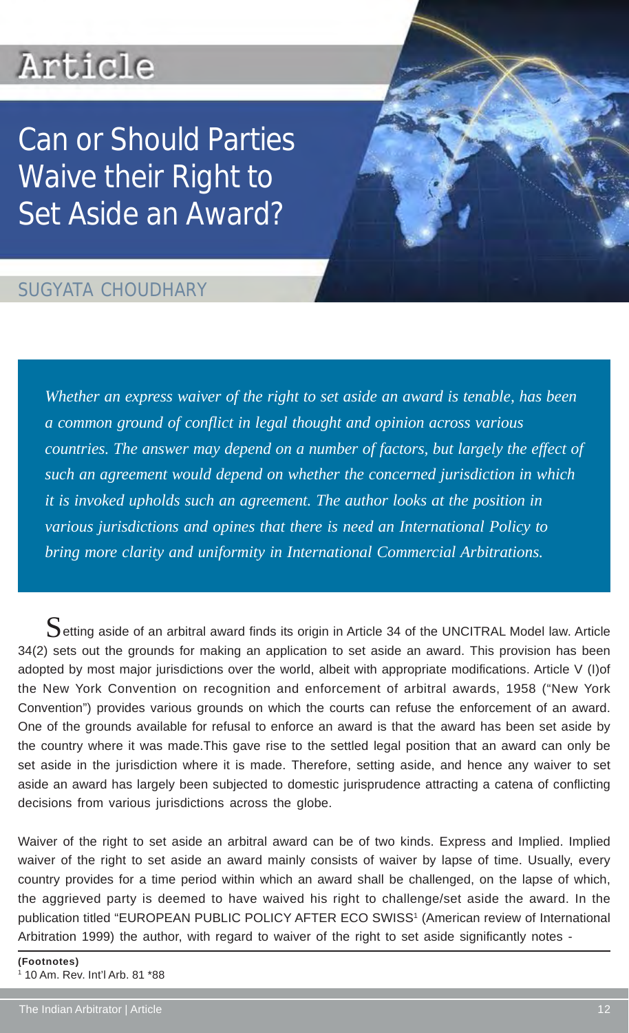Article

# Can or Should Parties Waive their Right to Set Aside an Award?

SUGYATA CHOUDHARY

*Whether an express waiver of the right to set aside an award is tenable, has been a common ground of conflict in legal thought and opinion across various countries. The answer may depend on a number of factors, but largely the effect of such an agreement would depend on whether the concerned jurisdiction in which it is invoked upholds such an agreement. The author looks at the position in various jurisdictions and opines that there is need an International Policy to bring more clarity and uniformity in International Commercial Arbitrations.*

Setting aside of an arbitral award finds its origin in Article 34 of the UNCITRAL Model law. Article 34(2) sets out the grounds for making an application to set aside an award. This provision has been adopted by most major jurisdictions over the world, albeit with appropriate modifications. Article V (I)of the New York Convention on recognition and enforcement of arbitral awards, 1958 ("New York Convention") provides various grounds on which the courts can refuse the enforcement of an award. One of the grounds available for refusal to enforce an award is that the award has been set aside by the country where it was made.This gave rise to the settled legal position that an award can only be set aside in the jurisdiction where it is made. Therefore, setting aside, and hence any waiver to set aside an award has largely been subjected to domestic jurisprudence attracting a catena of conflicting decisions from various jurisdictions across the globe.

Waiver of the right to set aside an arbitral award can be of two kinds. Express and Implied. Implied waiver of the right to set aside an award mainly consists of waiver by lapse of time. Usually, every country provides for a time period within which an award shall be challenged, on the lapse of which, the aggrieved party is deemed to have waived his right to challenge/set aside the award. In the publication titled "EUROPEAN PUBLIC POLICY AFTER ECO SWISS[1] (American review of International Arbitration 1999) the author, with regard to waiver of the right to set aside significantly notes -

**(Footnotes)**
[1] 10 Am. Rev. Int'l Arb. 81 *88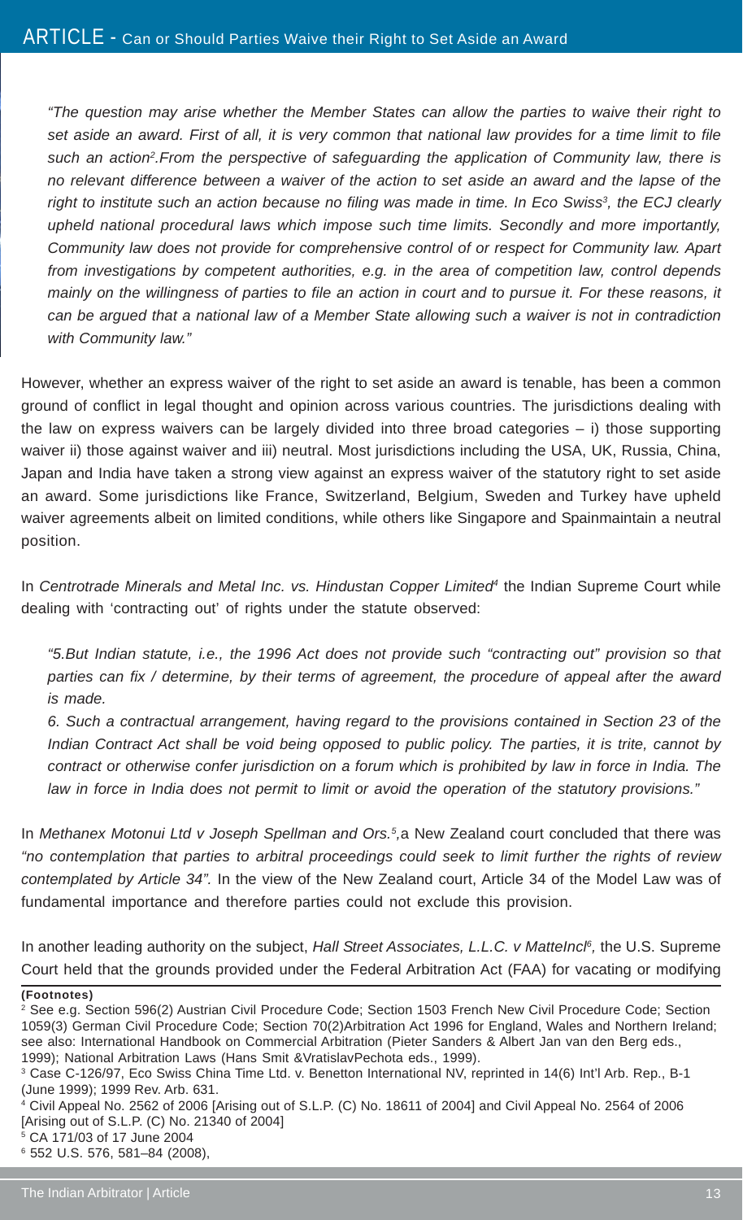*"The question may arise whether the Member States can allow the parties to waive their right to set aside an award. First of all, it is very common that national law provides for a time limit to file such an action[2].From the perspective of safeguarding the application of Community law, there is no relevant difference between a waiver of the action to set aside an award and the lapse of the right to institute such an action because no filing was made in time. In Eco Swiss[3], the ECJ clearly upheld national procedural laws which impose such time limits. Secondly and more importantly, Community law does not provide for comprehensive control of or respect for Community law. Apart from investigations by competent authorities, e.g. in the area of competition law, control depends mainly on the willingness of parties to file an action in court and to pursue it. For these reasons, it can be argued that a national law of a Member State allowing such a waiver is not in contradiction with Community law."*

However, whether an express waiver of the right to set aside an award is tenable, has been a common ground of conflict in legal thought and opinion across various countries. The jurisdictions dealing with the law on express waivers can be largely divided into three broad categories – i) those supporting waiver ii) those against waiver and iii) neutral. Most jurisdictions including the USA, UK, Russia, China, Japan and India have taken a strong view against an express waiver of the statutory right to set aside an award. Some jurisdictions like France, Switzerland, Belgium, Sweden and Turkey have upheld waiver agreements albeit on limited conditions, while others like Singapore and Spainmaintain a neutral position.

In *Centrotrade Minerals and Metal Inc. vs. Hindustan Copper Limited*[4] the Indian Supreme Court while dealing with 'contracting out' of rights under the statute observed:

*"5.But Indian statute, i.e., the 1996 Act does not provide such "contracting out" provision so that parties can fix / determine, by their terms of agreement, the procedure of appeal after the award is made.*

*6. Such a contractual arrangement, having regard to the provisions contained in Section 23 of the Indian Contract Act shall be void being opposed to public policy. The parties, it is trite, cannot by contract or otherwise confer jurisdiction on a forum which is prohibited by law in force in India. The law in force in India does not permit to limit or avoid the operation of the statutory provisions."*

In *Methanex Motonui Ltd v Joseph Spellman and Ors.*[5],a New Zealand court concluded that there was *"no contemplation that parties to arbitral proceedings could seek to limit further the rights of review contemplated by Article 34".* In the view of the New Zealand court, Article 34 of the Model Law was of fundamental importance and therefore parties could not exclude this provision.

In another leading authority on the subject, *Hall Street Associates, L.L.C. v MatteIncl*[6]*,* the U.S. Supreme Court held that the grounds provided under the Federal Arbitration Act (FAA) for vacating or modifying

**(Footnotes)**

[2] See e.g. Section 596(2) Austrian Civil Procedure Code; Section 1503 French New Civil Procedure Code; Section 1059(3) German Civil Procedure Code; Section 70(2)Arbitration Act 1996 for England, Wales and Northern Ireland; see also: International Handbook on Commercial Arbitration (Pieter Sanders & Albert Jan van den Berg eds., 1999); National Arbitration Laws (Hans Smit &VratislavPechota eds., 1999).

[3] Case C-126/97, Eco Swiss China Time Ltd. v. Benetton International NV, reprinted in 14(6) Int'l Arb. Rep., B-1 (June 1999); 1999 Rev. Arb. 631.

[4] Civil Appeal No. 2562 of 2006 [Arising out of S.L.P. (C) No. 18611 of 2004] and Civil Appeal No. 2564 of 2006 [Arising out of S.L.P. (C) No. 21340 of 2004]

[5] CA 171/03 of 17 June 2004

[6] 552 U.S. 576, 581–84 (2008),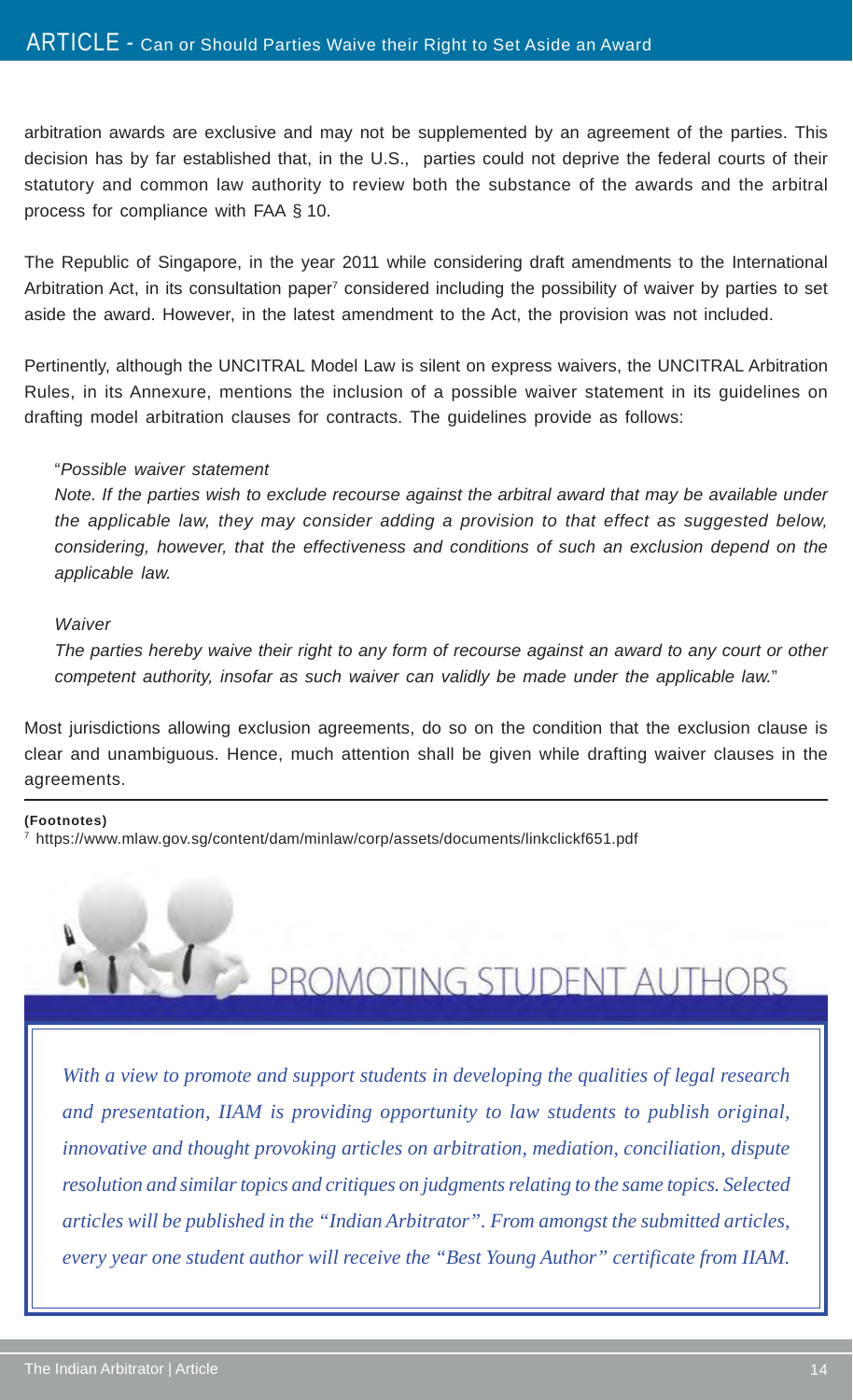arbitration awards are exclusive and may not be supplemented by an agreement of the parties. This decision has by far established that, in the U.S., parties could not deprive the federal courts of their statutory and common law authority to review both the substance of the awards and the arbitral process for compliance with FAA § 10.

The Republic of Singapore, in the year 2011 while considering draft amendments to the International Arbitration Act, in its consultation paper[7] considered including the possibility of waiver by parties to set aside the award. However, in the latest amendment to the Act, the provision was not included.

Pertinently, although the UNCITRAL Model Law is silent on express waivers, the UNCITRAL Arbitration Rules, in its Annexure, mentions the inclusion of a possible waiver statement in its guidelines on drafting model arbitration clauses for contracts. The guidelines provide as follows:

> "*Possible waiver statement*
>
> *Note. If the parties wish to exclude recourse against the arbitral award that may be available under the applicable law, they may consider adding a provision to that effect as suggested below, considering, however, that the effectiveness and conditions of such an exclusion depend on the applicable law.*
>
> *Waiver*
>
> *The parties hereby waive their right to any form of recourse against an award to any court or other competent authority, insofar as such waiver can validly be made under the applicable law.*"

Most jurisdictions allowing exclusion agreements, do so on the condition that the exclusion clause is clear and unambiguous. Hence, much attention shall be given while drafting waiver clauses in the agreements.

**(Footnotes)**

[7] https://www.mlaw.gov.sg/content/dam/minlaw/corp/assets/documents/linkclickf651.pdf

## PROMOTING STUDENT AUTHORS

*With a view to promote and support students in developing the qualities of legal research and presentation, IIAM is providing opportunity to law students to publish original, innovative and thought provoking articles on arbitration, mediation, conciliation, dispute resolution and similar topics and critiques on judgments relating to the same topics. Selected articles will be published in the "Indian Arbitrator". From amongst the submitted articles, every year one student author will receive the "Best Young Author" certificate from IIAM.*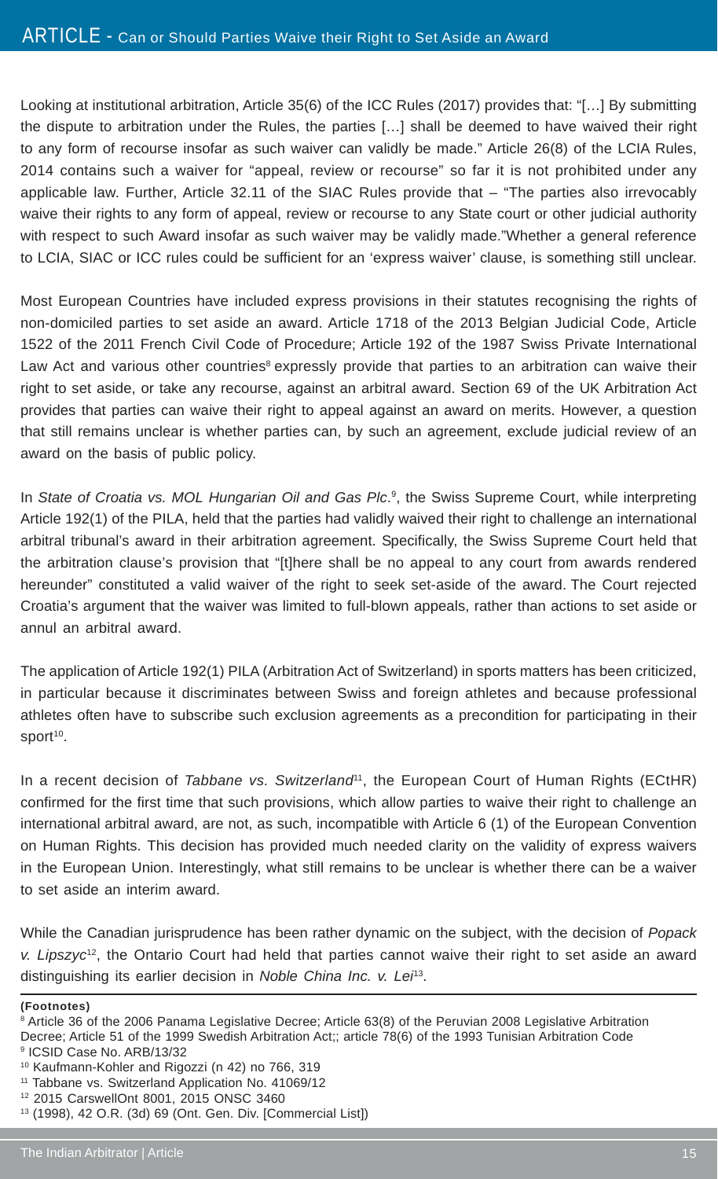Looking at institutional arbitration, Article 35(6) of the ICC Rules (2017) provides that: "[…] By submitting the dispute to arbitration under the Rules, the parties […] shall be deemed to have waived their right to any form of recourse insofar as such waiver can validly be made." Article 26(8) of the LCIA Rules, 2014 contains such a waiver for "appeal, review or recourse" so far it is not prohibited under any applicable law. Further, Article 32.11 of the SIAC Rules provide that – "The parties also irrevocably waive their rights to any form of appeal, review or recourse to any State court or other judicial authority with respect to such Award insofar as such waiver may be validly made."Whether a general reference to LCIA, SIAC or ICC rules could be sufficient for an 'express waiver' clause, is something still unclear.

Most European Countries have included express provisions in their statutes recognising the rights of non-domiciled parties to set aside an award. Article 1718 of the 2013 Belgian Judicial Code, Article 1522 of the 2011 French Civil Code of Procedure; Article 192 of the 1987 Swiss Private International Law Act and various other countries[8] expressly provide that parties to an arbitration can waive their right to set aside, or take any recourse, against an arbitral award. Section 69 of the UK Arbitration Act provides that parties can waive their right to appeal against an award on merits. However, a question that still remains unclear is whether parties can, by such an agreement, exclude judicial review of an award on the basis of public policy.

In *State of Croatia vs. MOL Hungarian Oil and Gas Plc*.[9], the Swiss Supreme Court, while interpreting Article 192(1) of the PILA, held that the parties had validly waived their right to challenge an international arbitral tribunal's award in their arbitration agreement. Specifically, the Swiss Supreme Court held that the arbitration clause's provision that "[t]here shall be no appeal to any court from awards rendered hereunder" constituted a valid waiver of the right to seek set-aside of the award. The Court rejected Croatia's argument that the waiver was limited to full-blown appeals, rather than actions to set aside or annul an arbitral award.

The application of Article 192(1) PILA (Arbitration Act of Switzerland) in sports matters has been criticized, in particular because it discriminates between Swiss and foreign athletes and because professional athletes often have to subscribe such exclusion agreements as a precondition for participating in their sport[10].

In a recent decision of *Tabbane vs. Switzerland*[11], the European Court of Human Rights (ECtHR) confirmed for the first time that such provisions, which allow parties to waive their right to challenge an international arbitral award, are not, as such, incompatible with Article 6 (1) of the European Convention on Human Rights. This decision has provided much needed clarity on the validity of express waivers in the European Union. Interestingly, what still remains to be unclear is whether there can be a waiver to set aside an interim award.

While the Canadian jurisprudence has been rather dynamic on the subject, with the decision of *Popack v. Lipszyc*[12], the Ontario Court had held that parties cannot waive their right to set aside an award distinguishing its earlier decision in *Noble China Inc. v. Lei*[13].

**(Footnotes)**

[8] Article 36 of the 2006 Panama Legislative Decree; Article 63(8) of the Peruvian 2008 Legislative Arbitration Decree; Article 51 of the 1999 Swedish Arbitration Act;; article 78(6) of the 1993 Tunisian Arbitration Code

[9] ICSID Case No. ARB/13/32

[10] Kaufmann-Kohler and Rigozzi (n 42) no 766, 319

[11] Tabbane vs. Switzerland Application No. 41069/12

[12] 2015 CarswellOnt 8001, 2015 ONSC 3460

[13] (1998), 42 O.R. (3d) 69 (Ont. Gen. Div. [Commercial List])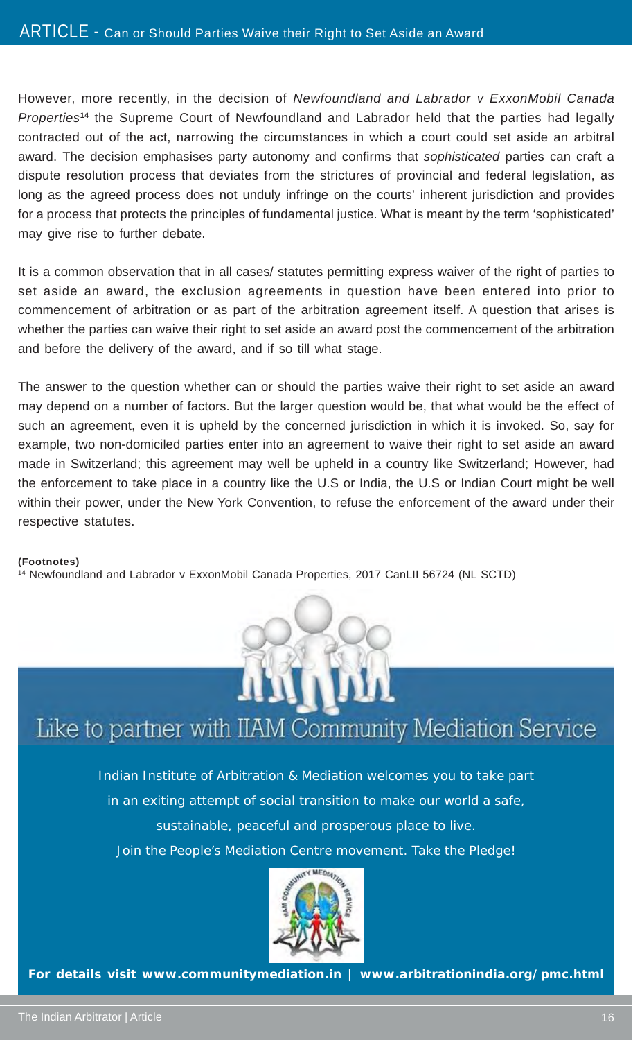However, more recently, in the decision of *Newfoundland and Labrador v ExxonMobil Canada Properties*[14] the Supreme Court of Newfoundland and Labrador held that the parties had legally contracted out of the act, narrowing the circumstances in which a court could set aside an arbitral award. The decision emphasises party autonomy and confirms that *sophisticated* parties can craft a dispute resolution process that deviates from the strictures of provincial and federal legislation, as long as the agreed process does not unduly infringe on the courts' inherent jurisdiction and provides for a process that protects the principles of fundamental justice. What is meant by the term 'sophisticated' may give rise to further debate.

It is a common observation that in all cases/ statutes permitting express waiver of the right of parties to set aside an award, the exclusion agreements in question have been entered into prior to commencement of arbitration or as part of the arbitration agreement itself. A question that arises is whether the parties can waive their right to set aside an award post the commencement of the arbitration and before the delivery of the award, and if so till what stage.

The answer to the question whether can or should the parties waive their right to set aside an award may depend on a number of factors. But the larger question would be, that what would be the effect of such an agreement, even it is upheld by the concerned jurisdiction in which it is invoked. So, say for example, two non-domiciled parties enter into an agreement to waive their right to set aside an award made in Switzerland; this agreement may well be upheld in a country like Switzerland; However, had the enforcement to take place in a country like the U.S or India, the U.S or Indian Court might be well within their power, under the New York Convention, to refuse the enforcement of the award under their respective statutes.

---

**(Footnotes)**

[14] Newfoundland and Labrador v ExxonMobil Canada Properties, 2017 CanLII 56724 (NL SCTD)

## Like to partner with IIAM Community Mediation Service

Indian Institute of Arbitration & Mediation welcomes you to take part in an exiting attempt of social transition to make our world a safe, sustainable, peaceful and prosperous place to live.

Join the People's Mediation Centre movement. Take the Pledge!

**For details visit www.communitymediation.in | www.arbitrationindia.org/pmc.html**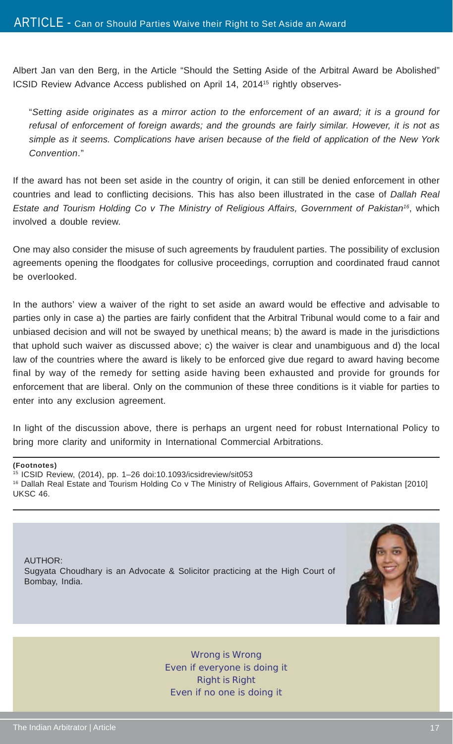Albert Jan van den Berg, in the Article "Should the Setting Aside of the Arbitral Award be Abolished" ICSID Review Advance Access published on April 14, 2014[15] rightly observes-

> "*Setting aside originates as a mirror action to the enforcement of an award; it is a ground for refusal of enforcement of foreign awards; and the grounds are fairly similar. However, it is not as simple as it seems. Complications have arisen because of the field of application of the New York Convention*."

If the award has not been set aside in the country of origin, it can still be denied enforcement in other countries and lead to conflicting decisions. This has also been illustrated in the case of *Dallah Real Estate and Tourism Holding Co v The Ministry of Religious Affairs, Government of Pakistan*[16], which involved a double review.

One may also consider the misuse of such agreements by fraudulent parties. The possibility of exclusion agreements opening the floodgates for collusive proceedings, corruption and coordinated fraud cannot be overlooked.

In the authors' view a waiver of the right to set aside an award would be effective and advisable to parties only in case a) the parties are fairly confident that the Arbitral Tribunal would come to a fair and unbiased decision and will not be swayed by unethical means; b) the award is made in the jurisdictions that uphold such waiver as discussed above; c) the waiver is clear and unambiguous and d) the local law of the countries where the award is likely to be enforced give due regard to award having become final by way of the remedy for setting aside having been exhausted and provide for grounds for enforcement that are liberal. Only on the communion of these three conditions is it viable for parties to enter into any exclusion agreement.

In light of the discussion above, there is perhaps an urgent need for robust International Policy to bring more clarity and uniformity in International Commercial Arbitrations.

**(Footnotes)**

[15] ICSID Review, (2014), pp. 1–26 doi:10.1093/icsidreview/sit053

[16] Dallah Real Estate and Tourism Holding Co v The Ministry of Religious Affairs, Government of Pakistan [2010] UKSC 46.

AUTHOR:
Sugyata Choudhary is an Advocate & Solicitor practicing at the High Court of Bombay, India.

Wrong is Wrong
Even if everyone is doing it
Right is Right
Even if no one is doing it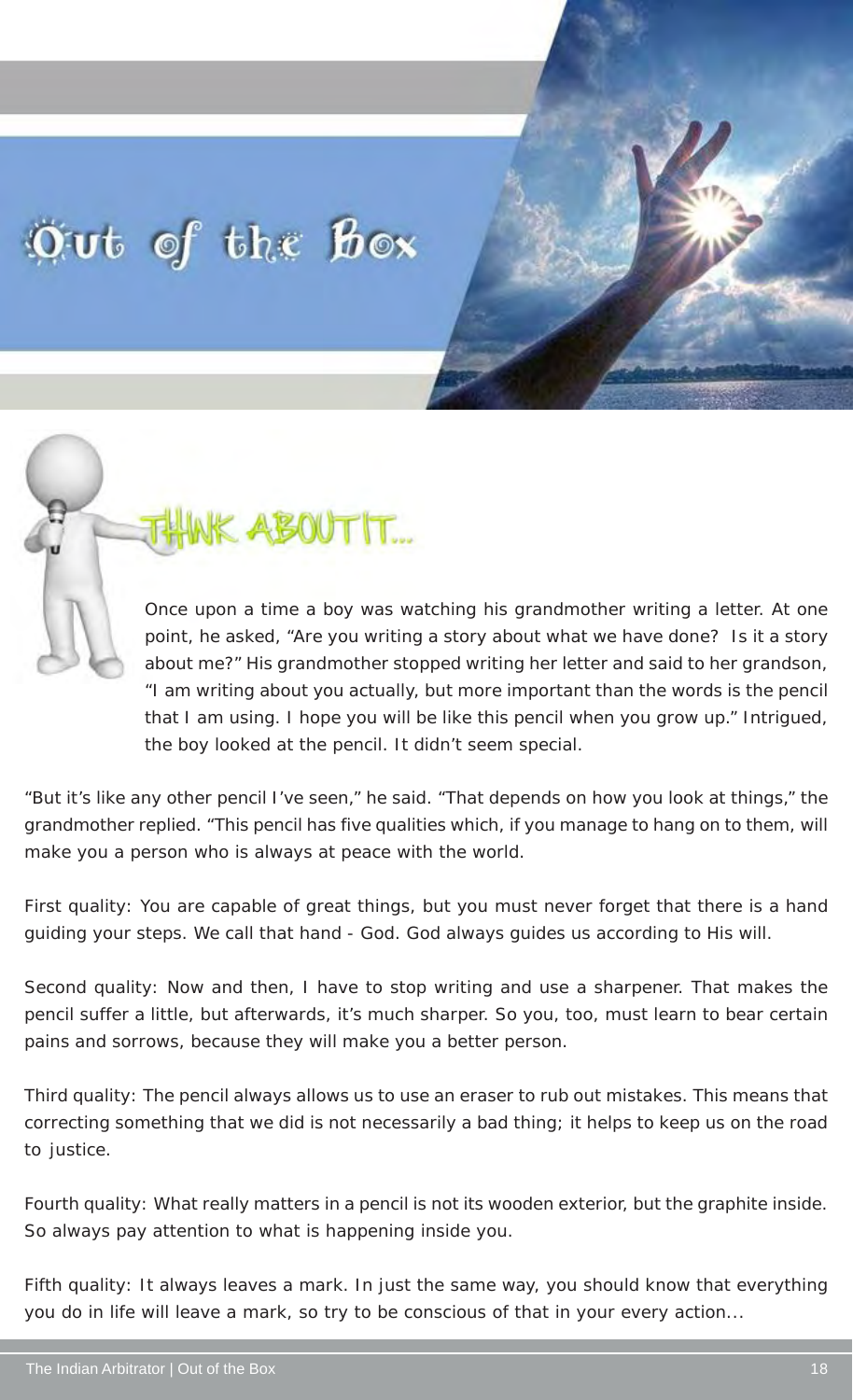# Out of the Box

## THINK ABOUT IT...

Once upon a time a boy was watching his grandmother writing a letter. At one point, he asked, "Are you writing a story about what we have done? Is it a story about me?" His grandmother stopped writing her letter and said to her grandson, "I am writing about you actually, but more important than the words is the pencil that I am using. I hope you will be like this pencil when you grow up." Intrigued, the boy looked at the pencil. It didn't seem special.

"But it's like any other pencil I've seen," he said. "That depends on how you look at things," the grandmother replied. "This pencil has five qualities which, if you manage to hang on to them, will make you a person who is always at peace with the world.

First quality: You are capable of great things, but you must never forget that there is a hand guiding your steps. We call that hand - God. God always guides us according to His will.

Second quality: Now and then, I have to stop writing and use a sharpener. That makes the pencil suffer a little, but afterwards, it's much sharper. So you, too, must learn to bear certain pains and sorrows, because they will make you a better person.

Third quality: The pencil always allows us to use an eraser to rub out mistakes. This means that correcting something that we did is not necessarily a bad thing; it helps to keep us on the road to justice.

Fourth quality: What really matters in a pencil is not its wooden exterior, but the graphite inside. So always pay attention to what is happening inside you.

Fifth quality: It always leaves a mark. In just the same way, you should know that everything you do in life will leave a mark, so try to be conscious of that in your every action...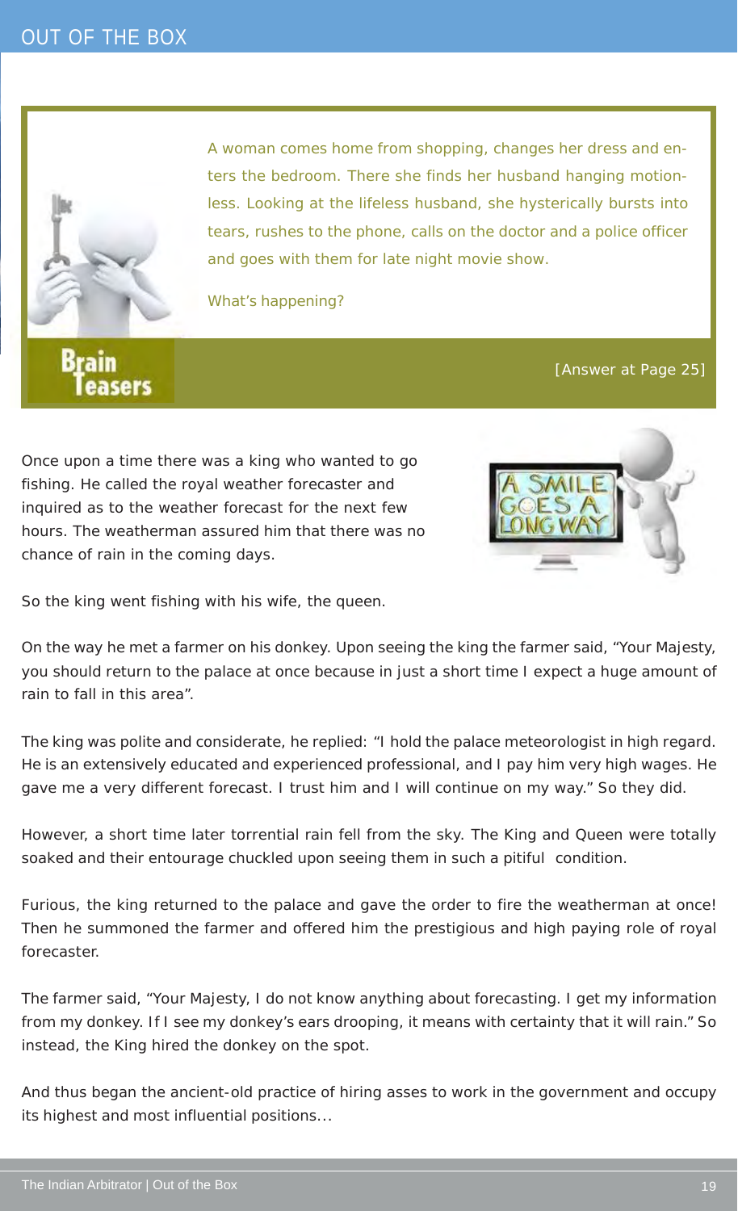# OUT OF THE BOX

## Brain Teasers

A woman comes home from shopping, changes her dress and enters the bedroom. There she finds her husband hanging motionless. Looking at the lifeless husband, she hysterically bursts into tears, rushes to the phone, calls on the doctor and a police officer and goes with them for late night movie show.

What's happening?

[Answer at Page 25]

## A Smile Goes a Long Way

Once upon a time there was a king who wanted to go fishing. He called the royal weather forecaster and inquired as to the weather forecast for the next few hours. The weatherman assured him that there was no chance of rain in the coming days.

So the king went fishing with his wife, the queen.

On the way he met a farmer on his donkey. Upon seeing the king the farmer said, "Your Majesty, you should return to the palace at once because in just a short time I expect a huge amount of rain to fall in this area".

The king was polite and considerate, he replied: "I hold the palace meteorologist in high regard. He is an extensively educated and experienced professional, and I pay him very high wages. He gave me a very different forecast. I trust him and I will continue on my way." So they did.

However, a short time later torrential rain fell from the sky. The King and Queen were totally soaked and their entourage chuckled upon seeing them in such a pitiful condition.

Furious, the king returned to the palace and gave the order to fire the weatherman at once! Then he summoned the farmer and offered him the prestigious and high paying role of royal forecaster.

The farmer said, "Your Majesty, I do not know anything about forecasting. I get my information from my donkey. If I see my donkey's ears drooping, it means with certainty that it will rain." So instead, the King hired the donkey on the spot.

And thus began the ancient-old practice of hiring asses to work in the government and occupy its highest and most influential positions...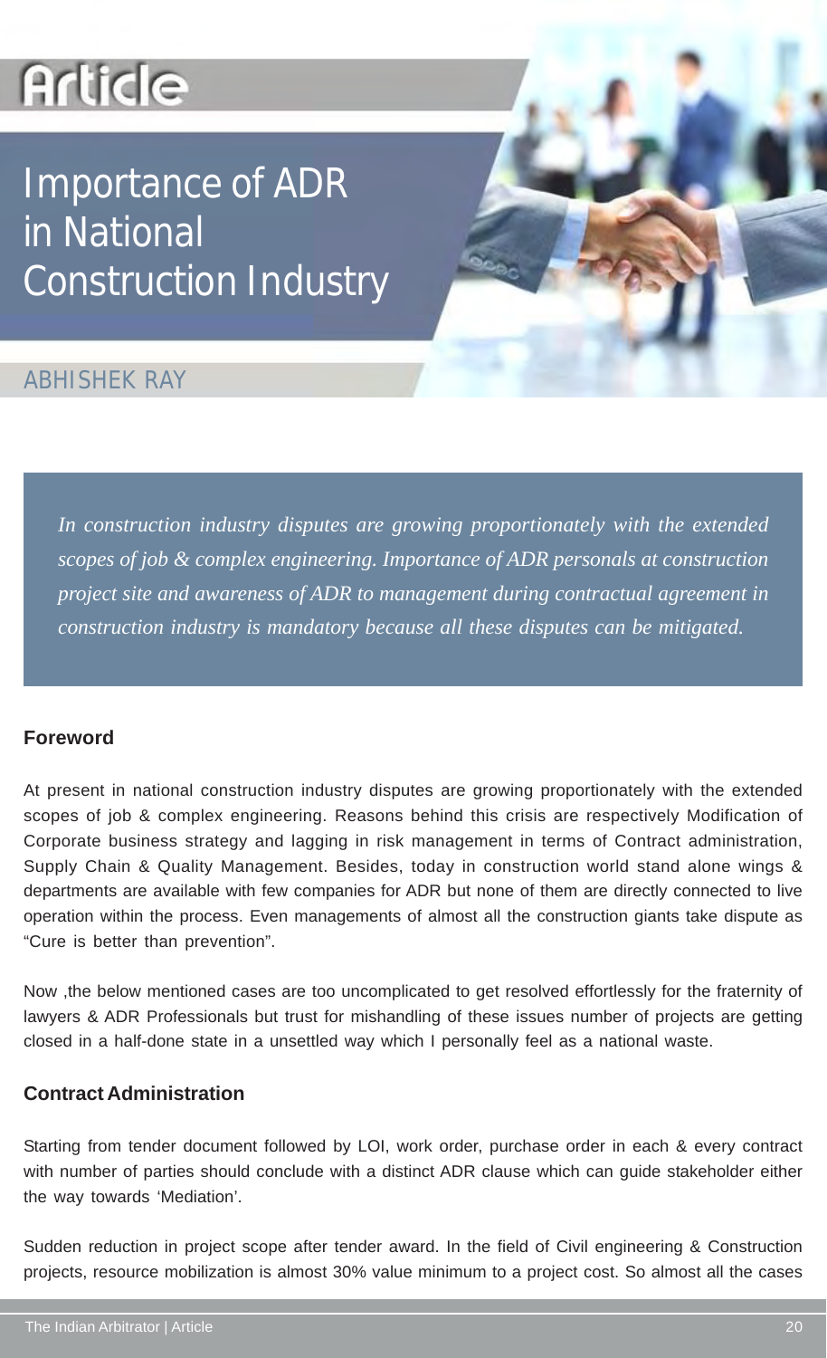Article

# Importance of ADR in National Construction Industry

ABHISHEK RAY

*In construction industry disputes are growing proportionately with the extended scopes of job & complex engineering. Importance of ADR personals at construction project site and awareness of ADR to management during contractual agreement in construction industry is mandatory because all these disputes can be mitigated.*

## Foreword

At present in national construction industry disputes are growing proportionately with the extended scopes of job & complex engineering. Reasons behind this crisis are respectively Modification of Corporate business strategy and lagging in risk management in terms of Contract administration, Supply Chain & Quality Management. Besides, today in construction world stand alone wings & departments are available with few companies for ADR but none of them are directly connected to live operation within the process. Even managements of almost all the construction giants take dispute as "Cure is better than prevention".

Now ,the below mentioned cases are too uncomplicated to get resolved effortlessly for the fraternity of lawyers & ADR Professionals but trust for mishandling of these issues number of projects are getting closed in a half-done state in a unsettled way which I personally feel as a national waste.

## Contract Administration

Starting from tender document followed by LOI, work order, purchase order in each & every contract with number of parties should conclude with a distinct ADR clause which can guide stakeholder either the way towards 'Mediation'.

Sudden reduction in project scope after tender award. In the field of Civil engineering & Construction projects, resource mobilization is almost 30% value minimum to a project cost. So almost all the cases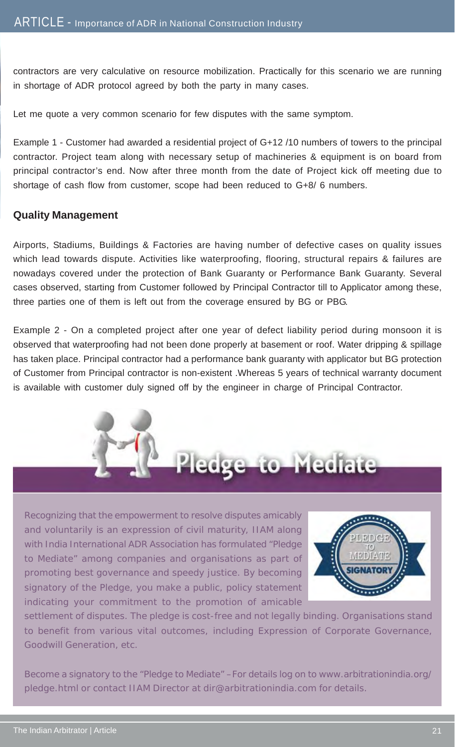contractors are very calculative on resource mobilization. Practically for this scenario we are running in shortage of ADR protocol agreed by both the party in many cases.

Let me quote a very common scenario for few disputes with the same symptom.

Example 1 - Customer had awarded a residential project of G+12 /10 numbers of towers to the principal contractor. Project team along with necessary setup of machineries & equipment is on board from principal contractor's end. Now after three month from the date of Project kick off meeting due to shortage of cash flow from customer, scope had been reduced to G+8/ 6 numbers.

### Quality Management

Airports, Stadiums, Buildings & Factories are having number of defective cases on quality issues which lead towards dispute. Activities like waterproofing, flooring, structural repairs & failures are nowadays covered under the protection of Bank Guaranty or Performance Bank Guaranty. Several cases observed, starting from Customer followed by Principal Contractor till to Applicator among these, three parties one of them is left out from the coverage ensured by BG or PBG.

Example 2 - On a completed project after one year of defect liability period during monsoon it is observed that waterproofing had not been done properly at basement or roof. Water dripping & spillage has taken place. Principal contractor had a performance bank guaranty with applicator but BG protection of Customer from Principal contractor is non-existent .Whereas 5 years of technical warranty document is available with customer duly signed off by the engineer in charge of Principal Contractor.

## Pledge to Mediate

Recognizing that the empowerment to resolve disputes amicably and voluntarily is an expression of civil maturity, IIAM along with India International ADR Association has formulated "Pledge to Mediate" among companies and organisations as part of promoting best governance and speedy justice. By becoming signatory of the Pledge, you make a public, policy statement indicating your commitment to the promotion of amicable settlement of disputes. The pledge is cost-free and not legally binding. Organisations stand to benefit from various vital outcomes, including Expression of Corporate Governance, Goodwill Generation, etc.

PLEDGE TO MEDIATE SIGNATORY

Become a signatory to the "Pledge to Mediate" – For details log on to www.arbitrationindia.org/pledge.html or contact IIAM Director at dir@arbitrationindia.com for details.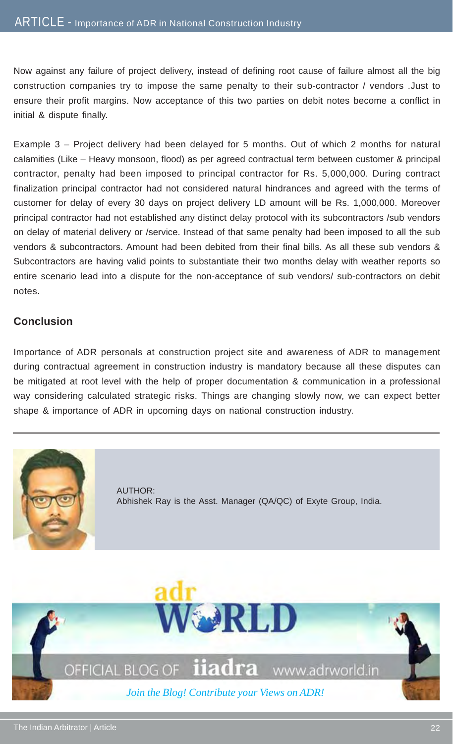Now against any failure of project delivery, instead of defining root cause of failure almost all the big construction companies try to impose the same penalty to their sub-contractor / vendors .Just to ensure their profit margins. Now acceptance of this two parties on debit notes become a conflict in initial & dispute finally.

Example 3 – Project delivery had been delayed for 5 months. Out of which 2 months for natural calamities (Like – Heavy monsoon, flood) as per agreed contractual term between customer & principal contractor, penalty had been imposed to principal contractor for Rs. 5,000,000. During contract finalization principal contractor had not considered natural hindrances and agreed with the terms of customer for delay of every 30 days on project delivery LD amount will be Rs. 1,000,000. Moreover principal contractor had not established any distinct delay protocol with its subcontractors /sub vendors on delay of material delivery or /service. Instead of that same penalty had been imposed to all the sub vendors & subcontractors. Amount had been debited from their final bills. As all these sub vendors & Subcontractors are having valid points to substantiate their two months delay with weather reports so entire scenario lead into a dispute for the non-acceptance of sub vendors/ sub-contractors on debit notes.

## Conclusion

Importance of ADR personals at construction project site and awareness of ADR to management during contractual agreement in construction industry is mandatory because all these disputes can be mitigated at root level with the help of proper documentation & communication in a professional way considering calculated strategic risks. Things are changing slowly now, we can expect better shape & importance of ADR in upcoming days on national construction industry.

---

AUTHOR:
Abhishek Ray is the Asst. Manager (QA/QC) of Exyte Group, India.

adr WORLD

OFFICIAL BLOG OF iiadra www.adrworld.in

*Join the Blog! Contribute your Views on ADR!*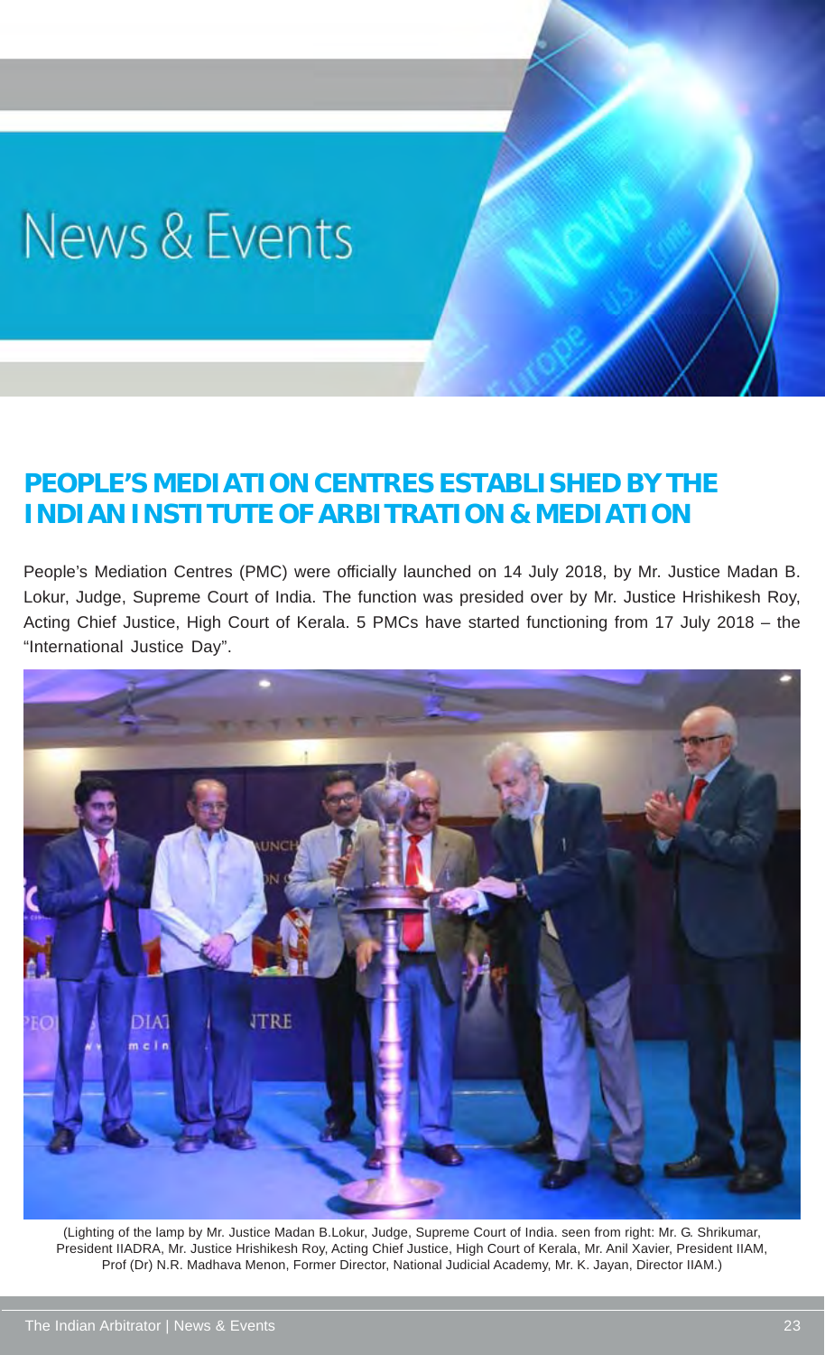# News & Events

## PEOPLE'S MEDIATION CENTRES ESTABLISHED BY THE INDIAN INSTITUTE OF ARBITRATION & MEDIATION

People's Mediation Centres (PMC) were officially launched on 14 July 2018, by Mr. Justice Madan B. Lokur, Judge, Supreme Court of India. The function was presided over by Mr. Justice Hrishikesh Roy, Acting Chief Justice, High Court of Kerala. 5 PMCs have started functioning from 17 July 2018 – the "International Justice Day".

(Lighting of the lamp by Mr. Justice Madan B.Lokur, Judge, Supreme Court of India. seen from right: Mr. G. Shrikumar, President IIADRA, Mr. Justice Hrishikesh Roy, Acting Chief Justice, High Court of Kerala, Mr. Anil Xavier, President IIAM, Prof (Dr) N.R. Madhava Menon, Former Director, National Judicial Academy, Mr. K. Jayan, Director IIAM.)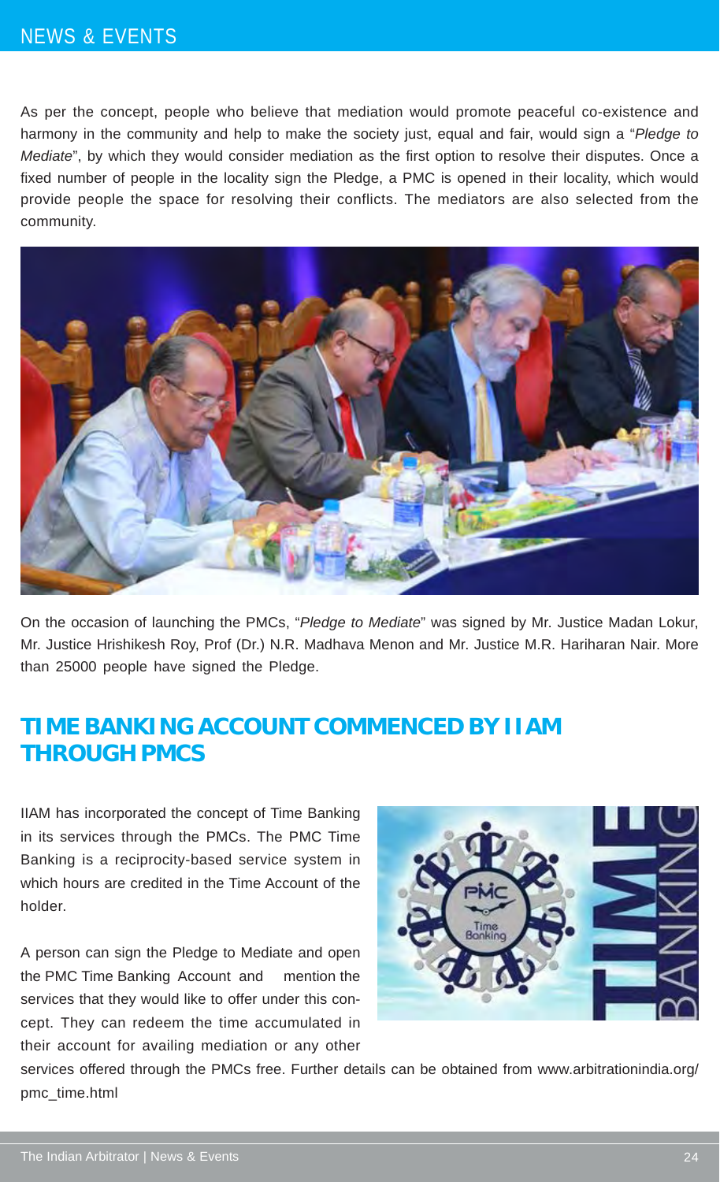As per the concept, people who believe that mediation would promote peaceful co-existence and harmony in the community and help to make the society just, equal and fair, would sign a "*Pledge to Mediate*", by which they would consider mediation as the first option to resolve their disputes. Once a fixed number of people in the locality sign the Pledge, a PMC is opened in their locality, which would provide people the space for resolving their conflicts. The mediators are also selected from the community.

On the occasion of launching the PMCs, "*Pledge to Mediate*" was signed by Mr. Justice Madan Lokur, Mr. Justice Hrishikesh Roy, Prof (Dr.) N.R. Madhava Menon and Mr. Justice M.R. Hariharan Nair. More than 25000 people have signed the Pledge.

## TIME BANKING ACCOUNT COMMENCED BY IIAM THROUGH PMCS

IIAM has incorporated the concept of Time Banking in its services through the PMCs. The PMC Time Banking is a reciprocity-based service system in which hours are credited in the Time Account of the holder.

A person can sign the Pledge to Mediate and open the PMC Time Banking Account and mention the services that they would like to offer under this concept. They can redeem the time accumulated in their account for availing mediation or any other services offered through the PMCs free. Further details can be obtained from www.arbitrationindia.org/pmc_time.html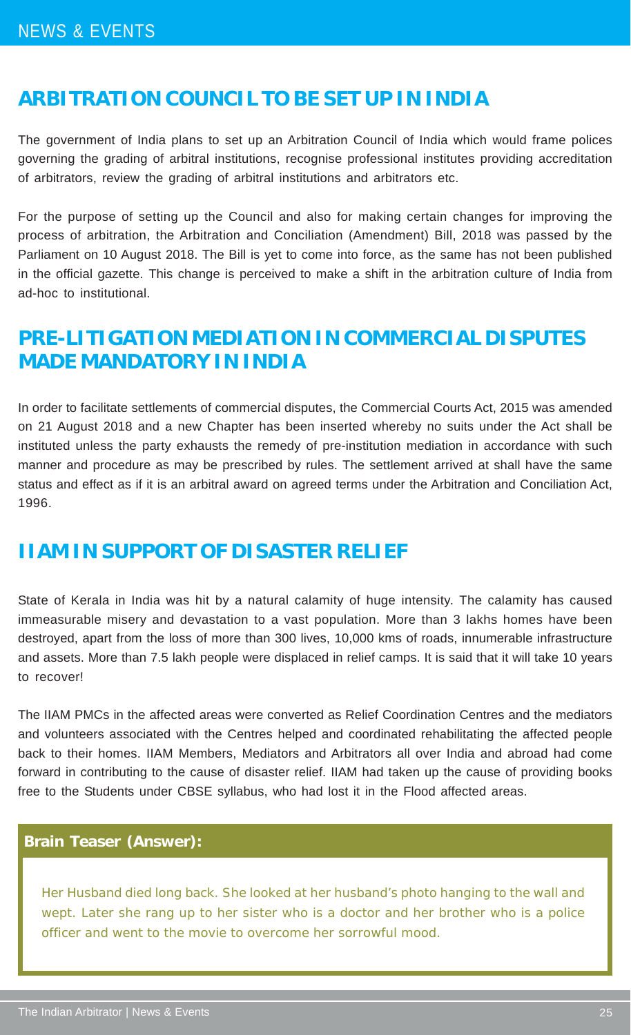## ARBITRATION COUNCIL TO BE SET UP IN INDIA

The government of India plans to set up an Arbitration Council of India which would frame polices governing the grading of arbitral institutions, recognise professional institutes providing accreditation of arbitrators, review the grading of arbitral institutions and arbitrators etc.

For the purpose of setting up the Council and also for making certain changes for improving the process of arbitration, the Arbitration and Conciliation (Amendment) Bill, 2018 was passed by the Parliament on 10 August 2018. The Bill is yet to come into force, as the same has not been published in the official gazette. This change is perceived to make a shift in the arbitration culture of India from ad-hoc to institutional.

## PRE-LITIGATION MEDIATION IN COMMERCIAL DISPUTES MADE MANDATORY IN INDIA

In order to facilitate settlements of commercial disputes, the Commercial Courts Act, 2015 was amended on 21 August 2018 and a new Chapter has been inserted whereby no suits under the Act shall be instituted unless the party exhausts the remedy of pre-institution mediation in accordance with such manner and procedure as may be prescribed by rules. The settlement arrived at shall have the same status and effect as if it is an arbitral award on agreed terms under the Arbitration and Conciliation Act, 1996.

## IIAM IN SUPPORT OF DISASTER RELIEF

State of Kerala in India was hit by a natural calamity of huge intensity. The calamity has caused immeasurable misery and devastation to a vast population. More than 3 lakhs homes have been destroyed, apart from the loss of more than 300 lives, 10,000 kms of roads, innumerable infrastructure and assets. More than 7.5 lakh people were displaced in relief camps. It is said that it will take 10 years to recover!

The IIAM PMCs in the affected areas were converted as Relief Coordination Centres and the mediators and volunteers associated with the Centres helped and coordinated rehabilitating the affected people back to their homes. IIAM Members, Mediators and Arbitrators all over India and abroad had come forward in contributing to the cause of disaster relief. IIAM had taken up the cause of providing books free to the Students under CBSE syllabus, who had lost it in the Flood affected areas.

**Brain Teaser (Answer):**

Her Husband died long back. She looked at her husband's photo hanging to the wall and wept. Later she rang up to her sister who is a doctor and her brother who is a police officer and went to the movie to overcome her sorrowful mood.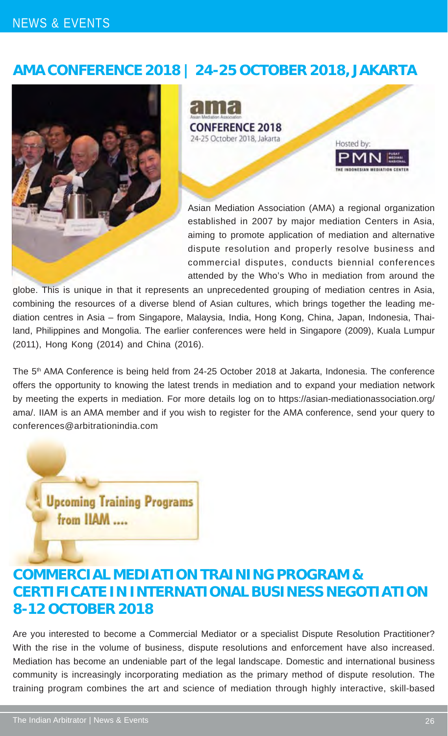## AMA CONFERENCE 2018 | 24-25 OCTOBER 2018, JAKARTA

ama
Asian Mediation Association
CONFERENCE 2018
24-25 October 2018, Jakarta

Hosted by:
PMN
THE INDONESIAN MEDIATION CENTER

Asian Mediation Association (AMA) a regional organization established in 2007 by major mediation Centers in Asia, aiming to promote application of mediation and alternative dispute resolution and properly resolve business and commercial disputes, conducts biennial conferences attended by the Who's Who in mediation from around the globe. This is unique in that it represents an unprecedented grouping of mediation centres in Asia, combining the resources of a diverse blend of Asian cultures, which brings together the leading mediation centres in Asia – from Singapore, Malaysia, India, Hong Kong, China, Japan, Indonesia, Thailand, Philippines and Mongolia. The earlier conferences were held in Singapore (2009), Kuala Lumpur (2011), Hong Kong (2014) and China (2016).

The 5th AMA Conference is being held from 24-25 October 2018 at Jakarta, Indonesia. The conference offers the opportunity to knowing the latest trends in mediation and to expand your mediation network by meeting the experts in mediation. For more details log on to https://asian-mediationassociation.org/ama/. IIAM is an AMA member and if you wish to register for the AMA conference, send your query to conferences@arbitrationindia.com

**Upcoming Training Programs from IIAM ....**

## COMMERCIAL MEDIATION TRAINING PROGRAM & CERTIFICATE IN INTERNATIONAL BUSINESS NEGOTIATION 8-12 OCTOBER 2018

Are you interested to become a Commercial Mediator or a specialist Dispute Resolution Practitioner? With the rise in the volume of business, dispute resolutions and enforcement have also increased. Mediation has become an undeniable part of the legal landscape. Domestic and international business community is increasingly incorporating mediation as the primary method of dispute resolution. The training program combines the art and science of mediation through highly interactive, skill-based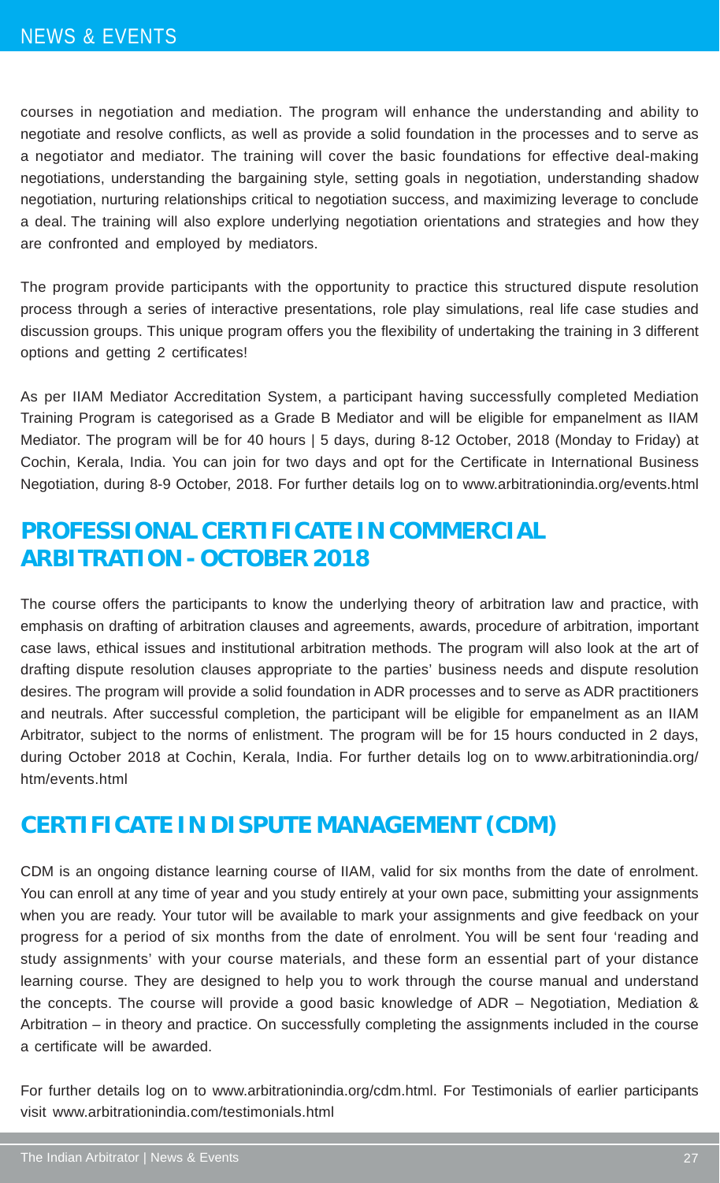courses in negotiation and mediation. The program will enhance the understanding and ability to negotiate and resolve conflicts, as well as provide a solid foundation in the processes and to serve as a negotiator and mediator. The training will cover the basic foundations for effective deal-making negotiations, understanding the bargaining style, setting goals in negotiation, understanding shadow negotiation, nurturing relationships critical to negotiation success, and maximizing leverage to conclude a deal. The training will also explore underlying negotiation orientations and strategies and how they are confronted and employed by mediators.

The program provide participants with the opportunity to practice this structured dispute resolution process through a series of interactive presentations, role play simulations, real life case studies and discussion groups. This unique program offers you the flexibility of undertaking the training in 3 different options and getting 2 certificates!

As per IIAM Mediator Accreditation System, a participant having successfully completed Mediation Training Program is categorised as a Grade B Mediator and will be eligible for empanelment as IIAM Mediator. The program will be for 40 hours | 5 days, during 8-12 October, 2018 (Monday to Friday) at Cochin, Kerala, India. You can join for two days and opt for the Certificate in International Business Negotiation, during 8-9 October, 2018. For further details log on to www.arbitrationindia.org/events.html

## PROFESSIONAL CERTIFICATE IN COMMERCIAL ARBITRATION - OCTOBER 2018

The course offers the participants to know the underlying theory of arbitration law and practice, with emphasis on drafting of arbitration clauses and agreements, awards, procedure of arbitration, important case laws, ethical issues and institutional arbitration methods. The program will also look at the art of drafting dispute resolution clauses appropriate to the parties' business needs and dispute resolution desires. The program will provide a solid foundation in ADR processes and to serve as ADR practitioners and neutrals. After successful completion, the participant will be eligible for empanelment as an IIAM Arbitrator, subject to the norms of enlistment. The program will be for 15 hours conducted in 2 days, during October 2018 at Cochin, Kerala, India. For further details log on to www.arbitrationindia.org/htm/events.html

## CERTIFICATE IN DISPUTE MANAGEMENT (CDM)

CDM is an ongoing distance learning course of IIAM, valid for six months from the date of enrolment. You can enroll at any time of year and you study entirely at your own pace, submitting your assignments when you are ready. Your tutor will be available to mark your assignments and give feedback on your progress for a period of six months from the date of enrolment. You will be sent four 'reading and study assignments' with your course materials, and these form an essential part of your distance learning course. They are designed to help you to work through the course manual and understand the concepts. The course will provide a good basic knowledge of ADR – Negotiation, Mediation & Arbitration – in theory and practice. On successfully completing the assignments included in the course a certificate will be awarded.

For further details log on to www.arbitrationindia.org/cdm.html. For Testimonials of earlier participants visit www.arbitrationindia.com/testimonials.html